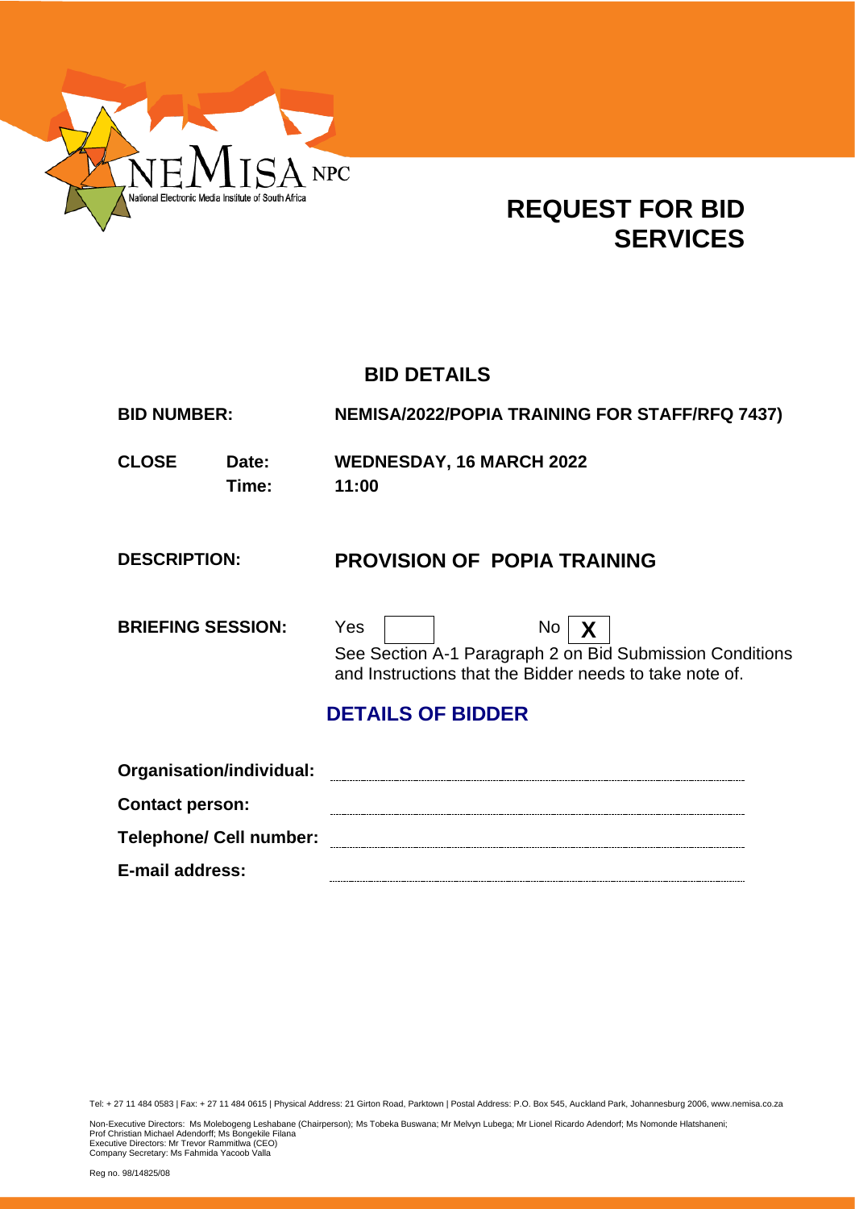NEMISA NPC
National Electronic Media Institute of South Africa

# REQUEST FOR BID SERVICES

## BID DETAILS

| | | |
|---|---|---|
| **BID NUMBER:** | | **NEMISA/2022/POPIA TRAINING FOR STAFF/RFQ 7437)** |
| **CLOSE** | **Date:** | **WEDNESDAY, 16 MARCH 2022** |
| | **Time:** | **11:00** |

**DESCRIPTION:** **PROVISION OF POPIA TRAINING**

**BRIEFING SESSION:** Yes [ ] No [**X**]

See Section A-1 Paragraph 2 on Bid Submission Conditions and Instructions that the Bidder needs to take note of.

## DETAILS OF BIDDER

**Organisation/individual:** ............................................................

**Contact person:** ............................................................

**Telephone/ Cell number:** ............................................................

**E-mail address:** ............................................................

Tel: + 27 11 484 0583 | Fax: + 27 11 484 0615 | Physical Address: 21 Girton Road, Parktown | Postal Address: P.O. Box 545, Auckland Park, Johannesburg 2006, www.nemisa.co.za

Non-Executive Directors: Ms Molebogeng Leshabane (Chairperson); Ms Tobeka Buswana; Mr Melvyn Lubega; Mr Lionel Ricardo Adendorf; Ms Nomonde Hlatshaneni; Prof Christian Michael Adendorff; Ms Bongekile Filana
Executive Directors: Mr Trevor Rammitlwa (CEO)
Company Secretary: Ms Fahmida Yacoob Valla

Reg no. 98/14825/08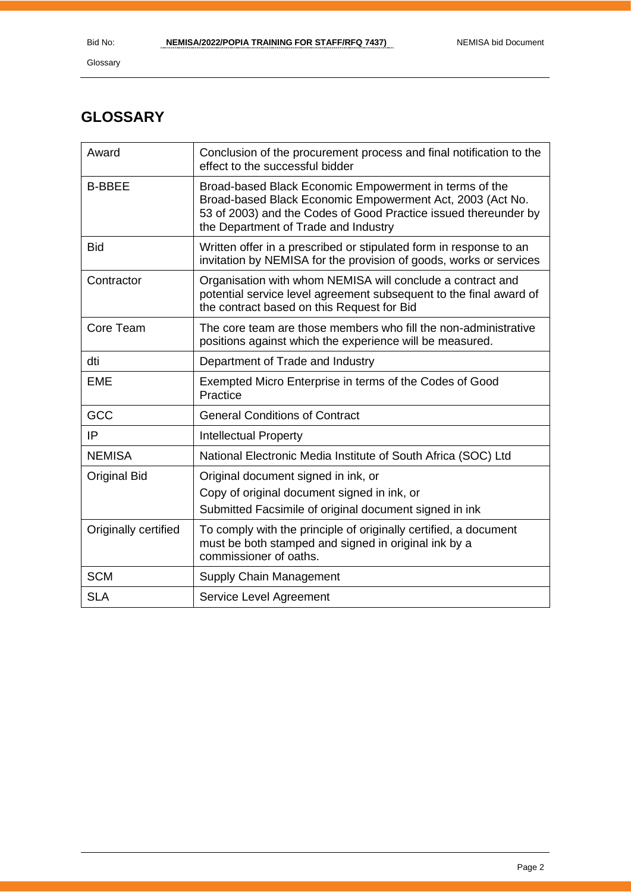# GLOSSARY

| | |
|---|---|
| Award | Conclusion of the procurement process and final notification to the effect to the successful bidder |
| B-BBEE | Broad-based Black Economic Empowerment in terms of the Broad-based Black Economic Empowerment Act, 2003 (Act No. 53 of 2003) and the Codes of Good Practice issued thereunder by the Department of Trade and Industry |
| Bid | Written offer in a prescribed or stipulated form in response to an invitation by NEMISA for the provision of goods, works or services |
| Contractor | Organisation with whom NEMISA will conclude a contract and potential service level agreement subsequent to the final award of the contract based on this Request for Bid |
| Core Team | The core team are those members who fill the non-administrative positions against which the experience will be measured. |
| dti | Department of Trade and Industry |
| EME | Exempted Micro Enterprise in terms of the Codes of Good Practice |
| GCC | General Conditions of Contract |
| IP | Intellectual Property |
| NEMISA | National Electronic Media Institute of South Africa (SOC) Ltd |
| Original Bid | Original document signed in ink, or<br>Copy of original document signed in ink, or<br>Submitted Facsimile of original document signed in ink |
| Originally certified | To comply with the principle of originally certified, a document must be both stamped and signed in original ink by a commissioner of oaths. |
| SCM | Supply Chain Management |
| SLA | Service Level Agreement |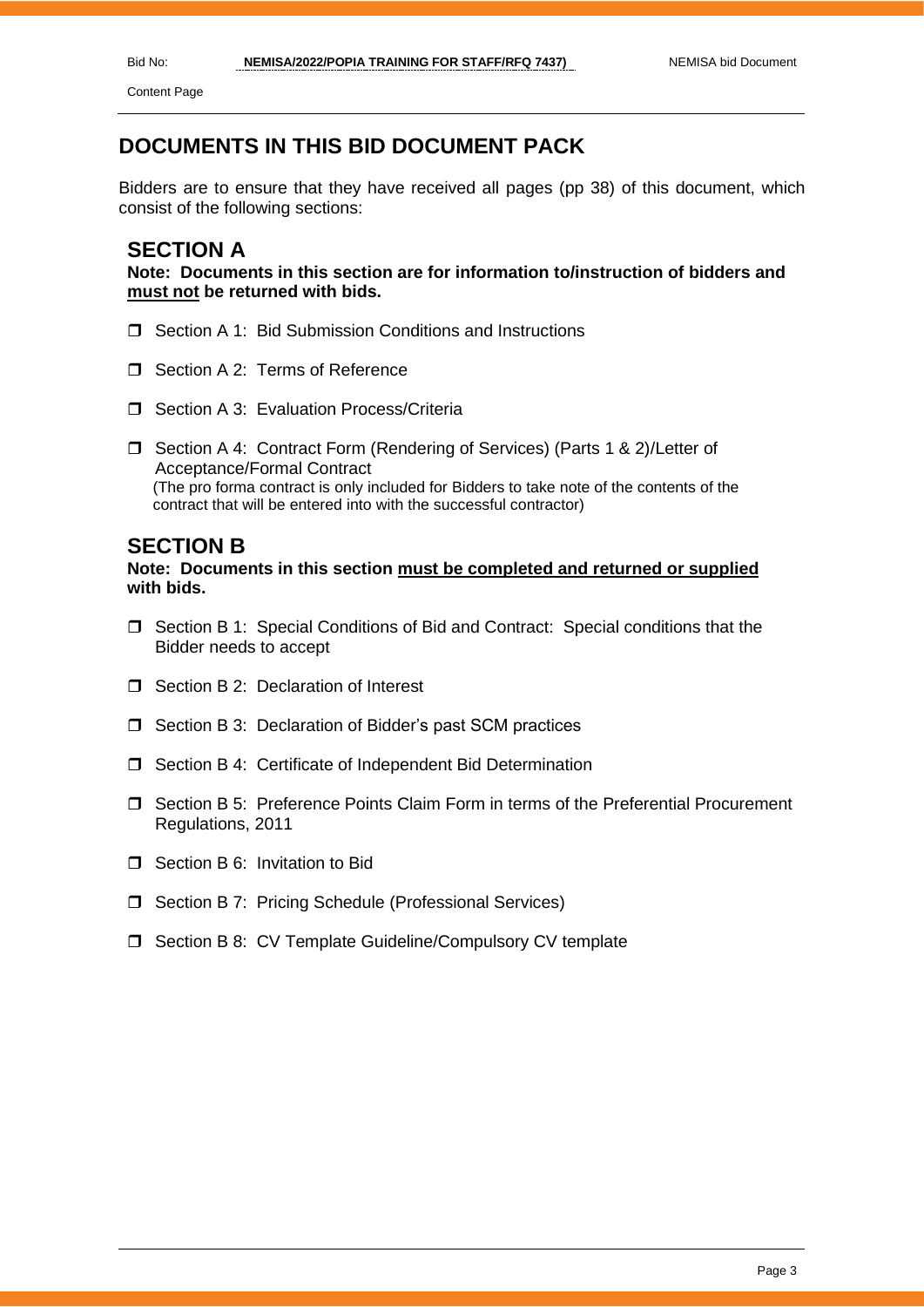# DOCUMENTS IN THIS BID DOCUMENT PACK

Bidders are to ensure that they have received all pages (pp 38) of this document, which consist of the following sections:

## SECTION A

**Note: Documents in this section are for information to/instruction of bidders and <u>must not</u> be returned with bids.**

- ❒ Section A 1: Bid Submission Conditions and Instructions
- ❒ Section A 2: Terms of Reference
- ❒ Section A 3: Evaluation Process/Criteria
- ❒ Section A 4: Contract Form (Rendering of Services) (Parts 1 & 2)/Letter of Acceptance/Formal Contract
  (The pro forma contract is only included for Bidders to take note of the contents of the contract that will be entered into with the successful contractor)

## SECTION B

**Note: Documents in this section <u>must be completed and returned or supplied</u> with bids.**

- ❒ Section B 1: Special Conditions of Bid and Contract: Special conditions that the Bidder needs to accept
- ❒ Section B 2: Declaration of Interest
- ❒ Section B 3: Declaration of Bidder's past SCM practices
- ❒ Section B 4: Certificate of Independent Bid Determination
- ❒ Section B 5: Preference Points Claim Form in terms of the Preferential Procurement Regulations, 2011
- ❒ Section B 6: Invitation to Bid
- ❒ Section B 7: Pricing Schedule (Professional Services)
- ❒ Section B 8: CV Template Guideline/Compulsory CV template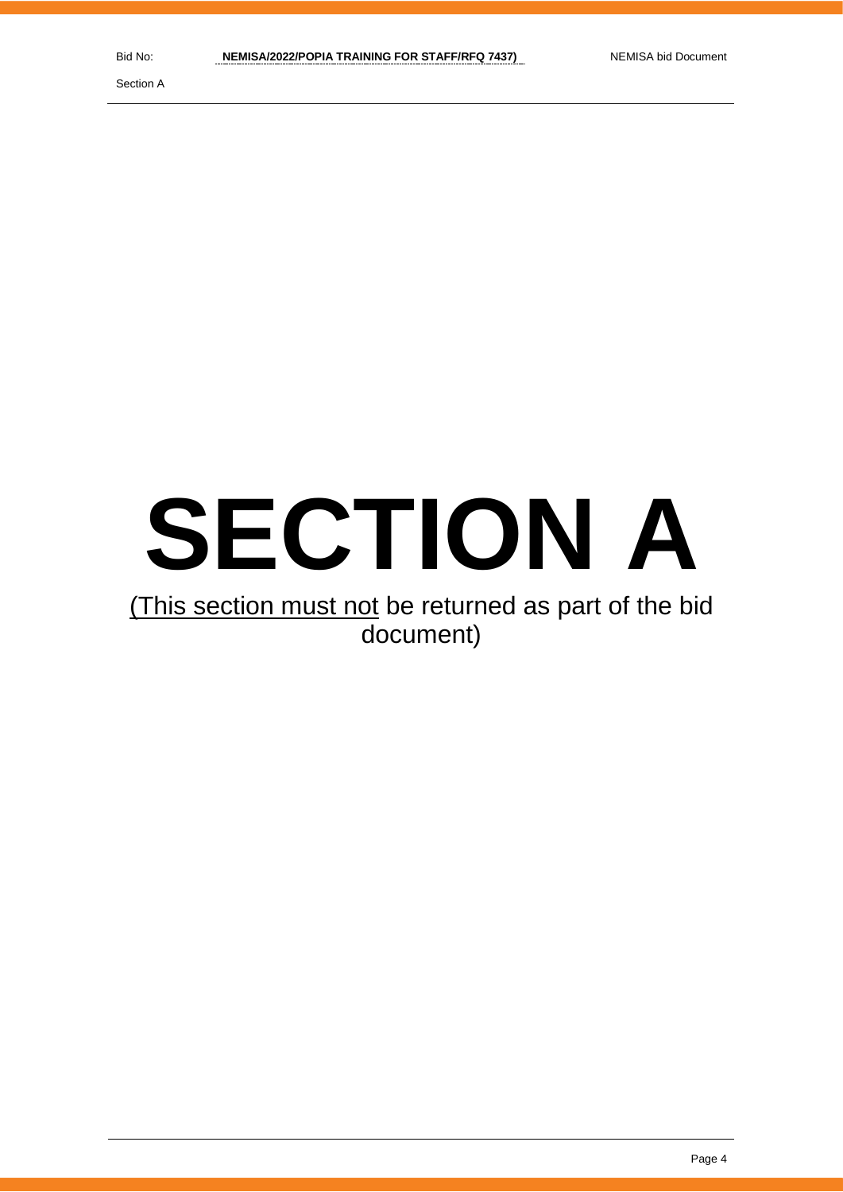# SECTION A

(This section must not be returned as part of the bid document)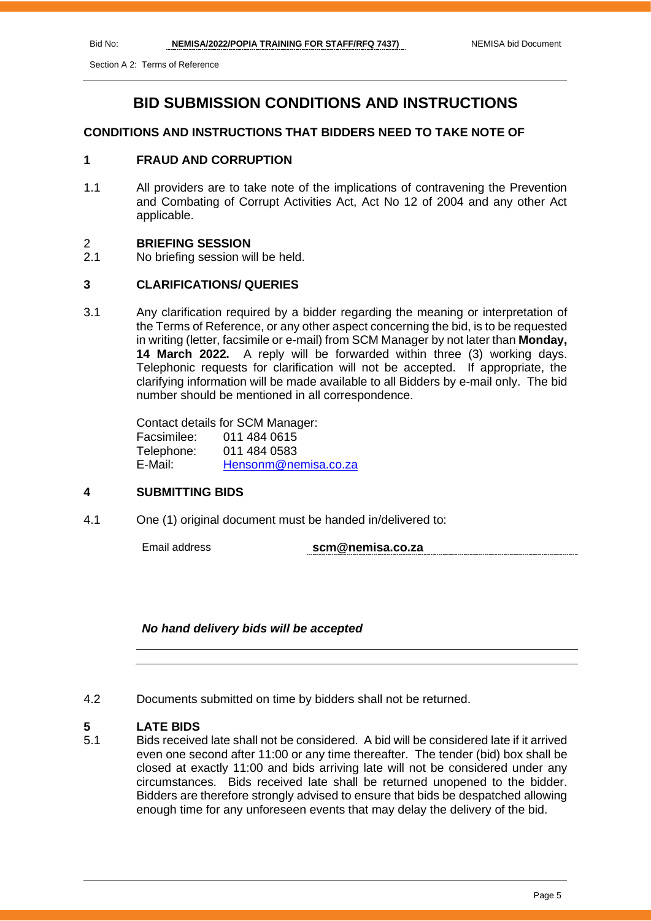# BID SUBMISSION CONDITIONS AND INSTRUCTIONS

**CONDITIONS AND INSTRUCTIONS THAT BIDDERS NEED TO TAKE NOTE OF**

## 1 FRAUD AND CORRUPTION

1.1 All providers are to take note of the implications of contravening the Prevention and Combating of Corrupt Activities Act, Act No 12 of 2004 and any other Act applicable.

## 2 BRIEFING SESSION

2.1 No briefing session will be held.

## 3 CLARIFICATIONS/ QUERIES

3.1 Any clarification required by a bidder regarding the meaning or interpretation of the Terms of Reference, or any other aspect concerning the bid, is to be requested in writing (letter, facsimile or e-mail) from SCM Manager by not later than **Monday, 14 March 2022.** A reply will be forwarded within three (3) working days. Telephonic requests for clarification will not be accepted. If appropriate, the clarifying information will be made available to all Bidders by e-mail only. The bid number should be mentioned in all correspondence.

Contact details for SCM Manager:
Facsimilee: 011 484 0615
Telephone: 011 484 0583
E-Mail: Hensonm@nemisa.co.za

## 4 SUBMITTING BIDS

4.1 One (1) original document must be handed in/delivered to:

| Email address | **scm@nemisa.co.za** |
|---|---|

***No hand delivery bids will be accepted***

4.2 Documents submitted on time by bidders shall not be returned.

## 5 LATE BIDS

5.1 Bids received late shall not be considered. A bid will be considered late if it arrived even one second after 11:00 or any time thereafter. The tender (bid) box shall be closed at exactly 11:00 and bids arriving late will not be considered under any circumstances. Bids received late shall be returned unopened to the bidder. Bidders are therefore strongly advised to ensure that bids be despatched allowing enough time for any unforeseen events that may delay the delivery of the bid.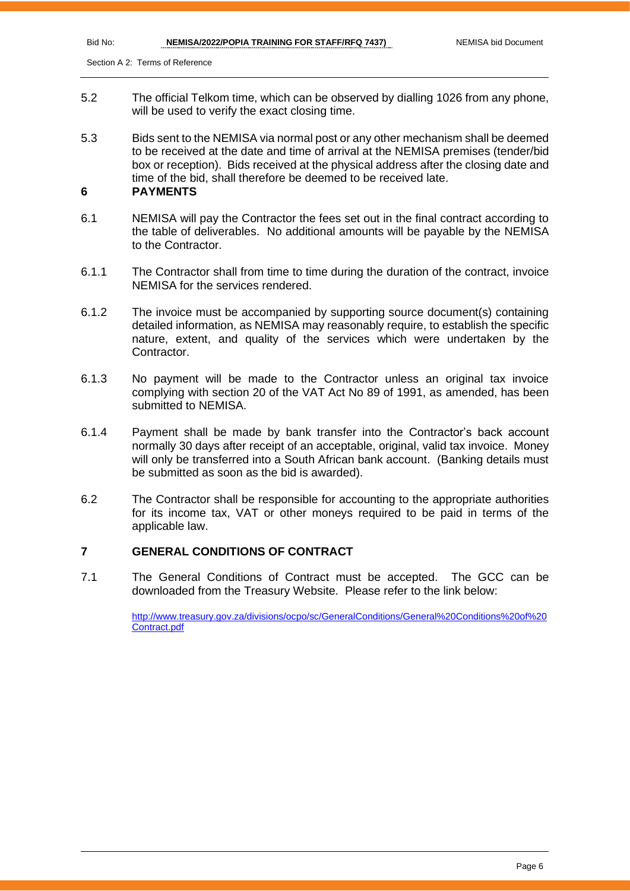5.2 The official Telkom time, which can be observed by dialling 1026 from any phone, will be used to verify the exact closing time.

5.3 Bids sent to the NEMISA via normal post or any other mechanism shall be deemed to be received at the date and time of arrival at the NEMISA premises (tender/bid box or reception). Bids received at the physical address after the closing date and time of the bid, shall therefore be deemed to be received late.

## 6 PAYMENTS

6.1 NEMISA will pay the Contractor the fees set out in the final contract according to the table of deliverables. No additional amounts will be payable by the NEMISA to the Contractor.

6.1.1 The Contractor shall from time to time during the duration of the contract, invoice NEMISA for the services rendered.

6.1.2 The invoice must be accompanied by supporting source document(s) containing detailed information, as NEMISA may reasonably require, to establish the specific nature, extent, and quality of the services which were undertaken by the Contractor.

6.1.3 No payment will be made to the Contractor unless an original tax invoice complying with section 20 of the VAT Act No 89 of 1991, as amended, has been submitted to NEMISA.

6.1.4 Payment shall be made by bank transfer into the Contractor's back account normally 30 days after receipt of an acceptable, original, valid tax invoice. Money will only be transferred into a South African bank account. (Banking details must be submitted as soon as the bid is awarded).

6.2 The Contractor shall be responsible for accounting to the appropriate authorities for its income tax, VAT or other moneys required to be paid in terms of the applicable law.

## 7 GENERAL CONDITIONS OF CONTRACT

7.1 The General Conditions of Contract must be accepted. The GCC can be downloaded from the Treasury Website. Please refer to the link below:

http://www.treasury.gov.za/divisions/ocpo/sc/GeneralConditions/General%20Conditions%20of%20Contract.pdf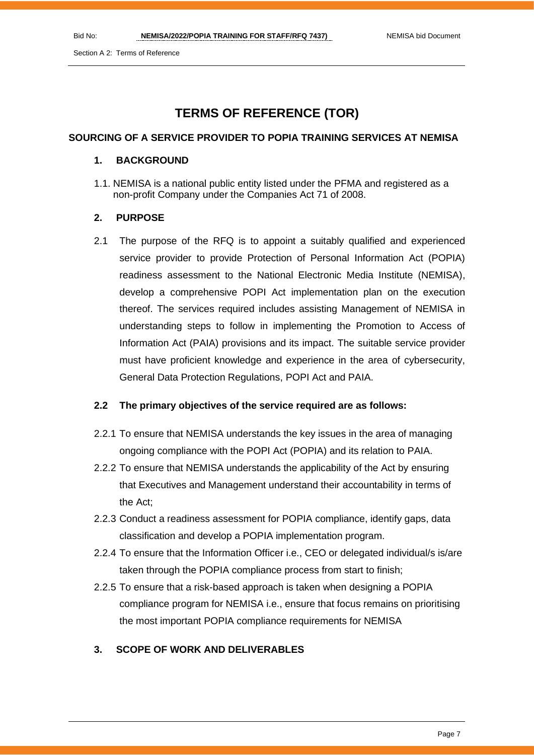# TERMS OF REFERENCE (TOR)

## SOURCING OF A SERVICE PROVIDER TO POPIA TRAINING SERVICES AT NEMISA

### 1. BACKGROUND

1.1. NEMISA is a national public entity listed under the PFMA and registered as a non-profit Company under the Companies Act 71 of 2008.

### 2. PURPOSE

2.1 The purpose of the RFQ is to appoint a suitably qualified and experienced service provider to provide Protection of Personal Information Act (POPIA) readiness assessment to the National Electronic Media Institute (NEMISA), develop a comprehensive POPI Act implementation plan on the execution thereof. The services required includes assisting Management of NEMISA in understanding steps to follow in implementing the Promotion to Access of Information Act (PAIA) provisions and its impact. The suitable service provider must have proficient knowledge and experience in the area of cybersecurity, General Data Protection Regulations, POPI Act and PAIA.

**2.2 The primary objectives of the service required are as follows:**

2.2.1 To ensure that NEMISA understands the key issues in the area of managing ongoing compliance with the POPI Act (POPIA) and its relation to PAIA.

2.2.2 To ensure that NEMISA understands the applicability of the Act by ensuring that Executives and Management understand their accountability in terms of the Act;

2.2.3 Conduct a readiness assessment for POPIA compliance, identify gaps, data classification and develop a POPIA implementation program.

2.2.4 To ensure that the Information Officer i.e., CEO or delegated individual/s is/are taken through the POPIA compliance process from start to finish;

2.2.5 To ensure that a risk-based approach is taken when designing a POPIA compliance program for NEMISA i.e., ensure that focus remains on prioritising the most important POPIA compliance requirements for NEMISA

### 3. SCOPE OF WORK AND DELIVERABLES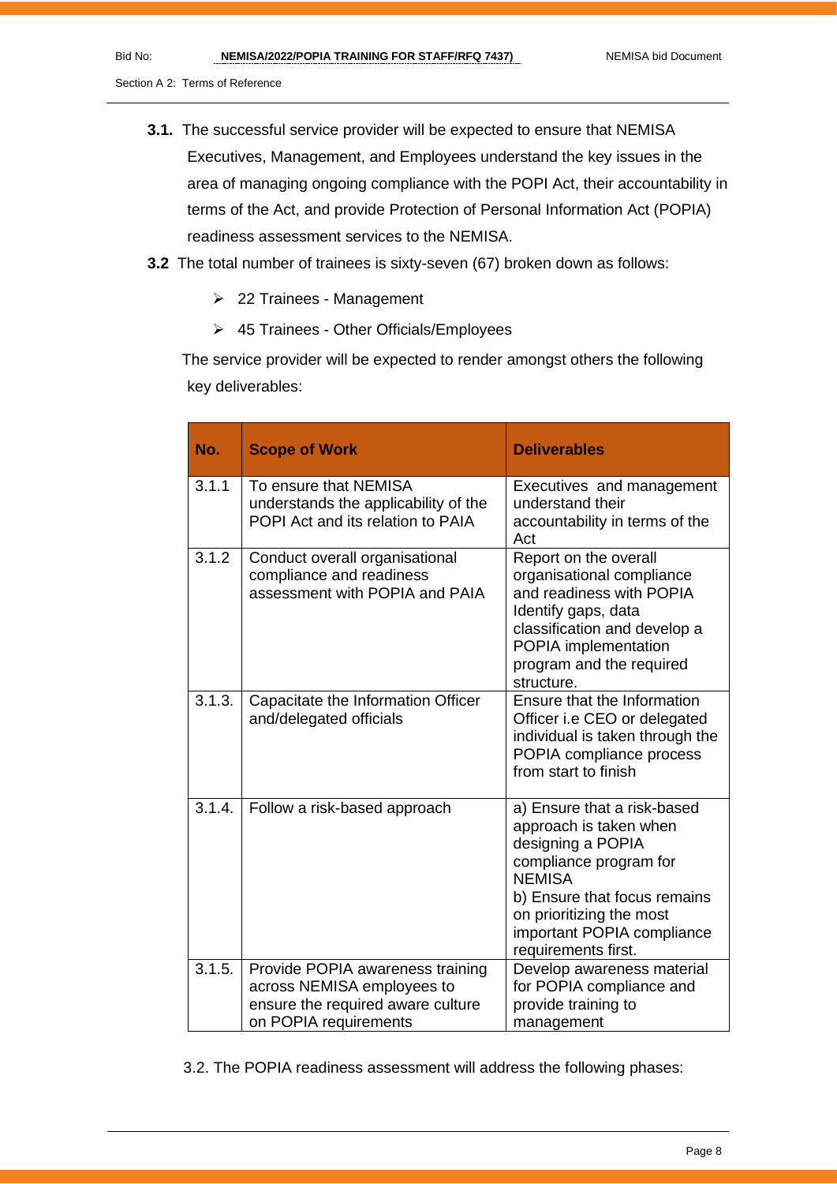**3.1.** The successful service provider will be expected to ensure that NEMISA Executives, Management, and Employees understand the key issues in the area of managing ongoing compliance with the POPI Act, their accountability in terms of the Act, and provide Protection of Personal Information Act (POPIA) readiness assessment services to the NEMISA.

**3.2** The total number of trainees is sixty-seven (67) broken down as follows:

- 22 Trainees - Management
- 45 Trainees - Other Officials/Employees

The service provider will be expected to render amongst others the following key deliverables:

| No. | Scope of Work | Deliverables |
|---|---|---|
| 3.1.1 | To ensure that NEMISA understands the applicability of the POPI Act and its relation to PAIA | Executives and management understand their accountability in terms of the Act |
| 3.1.2 | Conduct overall organisational compliance and readiness assessment with POPIA and PAIA | Report on the overall organisational compliance and readiness with POPIA Identify gaps, data classification and develop a POPIA implementation program and the required structure. |
| 3.1.3. | Capacitate the Information Officer and/delegated officials | Ensure that the Information Officer i.e CEO or delegated individual is taken through the POPIA compliance process from start to finish |
| 3.1.4. | Follow a risk-based approach | a) Ensure that a risk-based approach is taken when designing a POPIA compliance program for NEMISA<br>b) Ensure that focus remains on prioritizing the most important POPIA compliance requirements first. |
| 3.1.5. | Provide POPIA awareness training across NEMISA employees to ensure the required aware culture on POPIA requirements | Develop awareness material for POPIA compliance and provide training to management |

3.2. The POPIA readiness assessment will address the following phases: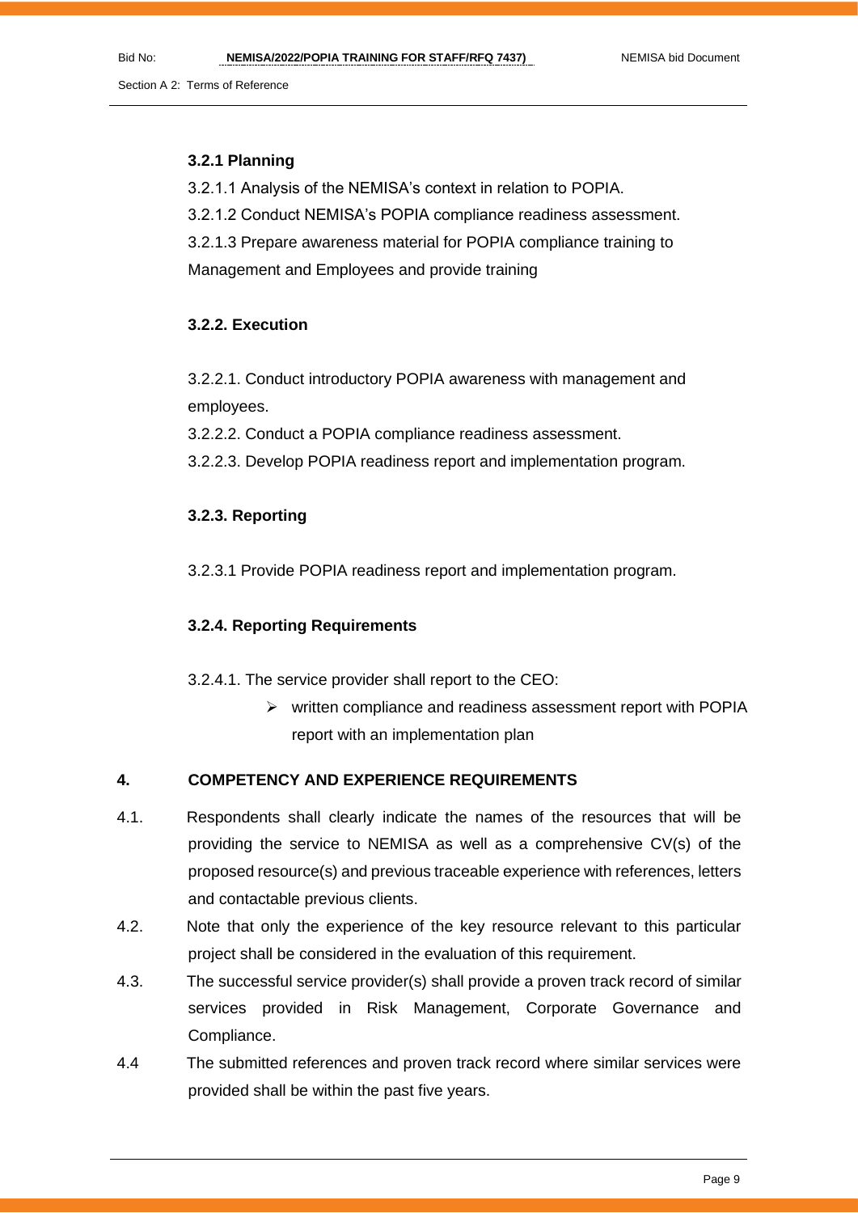#### 3.2.1 Planning

3.2.1.1 Analysis of the NEMISA's context in relation to POPIA.

3.2.1.2 Conduct NEMISA's POPIA compliance readiness assessment.

3.2.1.3 Prepare awareness material for POPIA compliance training to Management and Employees and provide training

#### 3.2.2. Execution

3.2.2.1. Conduct introductory POPIA awareness with management and employees.

3.2.2.2. Conduct a POPIA compliance readiness assessment.

3.2.2.3. Develop POPIA readiness report and implementation program.

#### 3.2.3. Reporting

3.2.3.1 Provide POPIA readiness report and implementation program.

#### 3.2.4. Reporting Requirements

3.2.4.1. The service provider shall report to the CEO:

- written compliance and readiness assessment report with POPIA report with an implementation plan

## 4. COMPETENCY AND EXPERIENCE REQUIREMENTS

4.1. Respondents shall clearly indicate the names of the resources that will be providing the service to NEMISA as well as a comprehensive CV(s) of the proposed resource(s) and previous traceable experience with references, letters and contactable previous clients.

4.2. Note that only the experience of the key resource relevant to this particular project shall be considered in the evaluation of this requirement.

4.3. The successful service provider(s) shall provide a proven track record of similar services provided in Risk Management, Corporate Governance and Compliance.

4.4 The submitted references and proven track record where similar services were provided shall be within the past five years.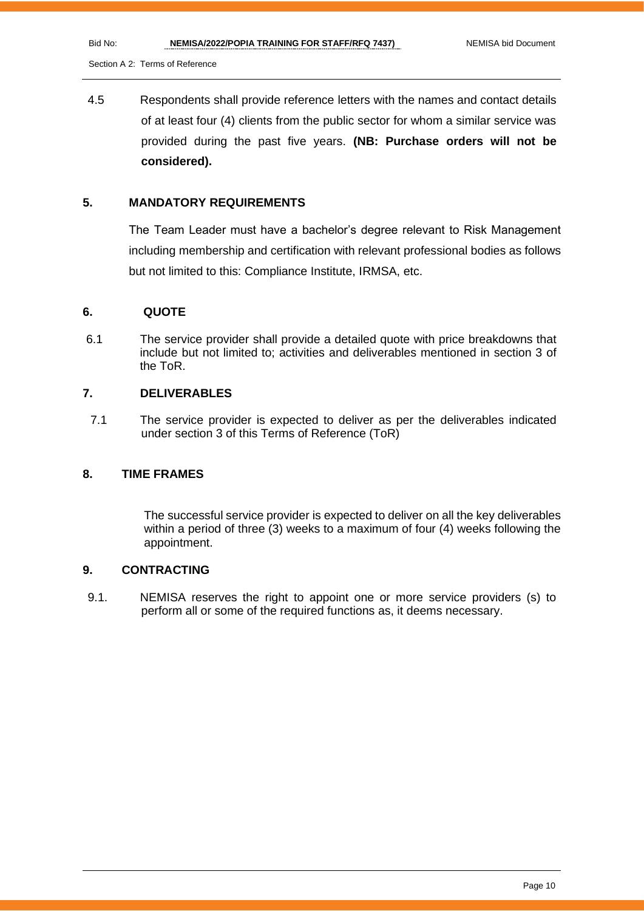4.5 Respondents shall provide reference letters with the names and contact details of at least four (4) clients from the public sector for whom a similar service was provided during the past five years. **(NB: Purchase orders will not be considered).**

## 5. MANDATORY REQUIREMENTS

The Team Leader must have a bachelor's degree relevant to Risk Management including membership and certification with relevant professional bodies as follows but not limited to this: Compliance Institute, IRMSA, etc.

## 6. QUOTE

6.1 The service provider shall provide a detailed quote with price breakdowns that include but not limited to; activities and deliverables mentioned in section 3 of the ToR.

## 7. DELIVERABLES

7.1 The service provider is expected to deliver as per the deliverables indicated under section 3 of this Terms of Reference (ToR)

## 8. TIME FRAMES

The successful service provider is expected to deliver on all the key deliverables within a period of three (3) weeks to a maximum of four (4) weeks following the appointment.

## 9. CONTRACTING

9.1. NEMISA reserves the right to appoint one or more service providers (s) to perform all or some of the required functions as, it deems necessary.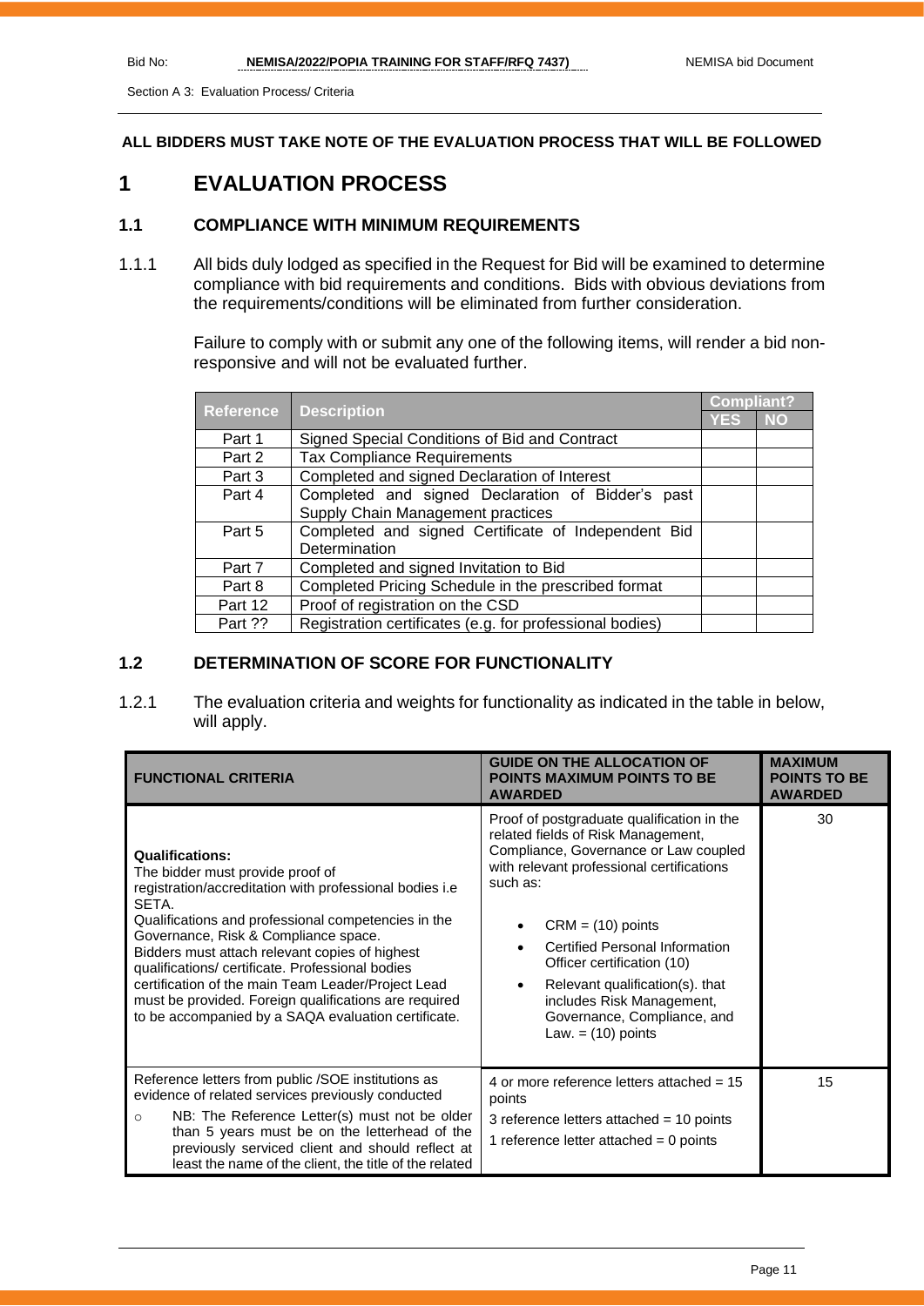**ALL BIDDERS MUST TAKE NOTE OF THE EVALUATION PROCESS THAT WILL BE FOLLOWED**

# 1 EVALUATION PROCESS

## 1.1 COMPLIANCE WITH MINIMUM REQUIREMENTS

1.1.1 All bids duly lodged as specified in the Request for Bid will be examined to determine compliance with bid requirements and conditions. Bids with obvious deviations from the requirements/conditions will be eliminated from further consideration.

Failure to comply with or submit any one of the following items, will render a bid non-responsive and will not be evaluated further.

| Reference | Description | Compliant? | |
|---|---|---|---|
| | | YES | NO |
| Part 1 | Signed Special Conditions of Bid and Contract | | |
| Part 2 | Tax Compliance Requirements | | |
| Part 3 | Completed and signed Declaration of Interest | | |
| Part 4 | Completed and signed Declaration of Bidder's past Supply Chain Management practices | | |
| Part 5 | Completed and signed Certificate of Independent Bid Determination | | |
| Part 7 | Completed and signed Invitation to Bid | | |
| Part 8 | Completed Pricing Schedule in the prescribed format | | |
| Part 12 | Proof of registration on the CSD | | |
| Part ?? | Registration certificates (e.g. for professional bodies) | | |

## 1.2 DETERMINATION OF SCORE FOR FUNCTIONALITY

1.2.1 The evaluation criteria and weights for functionality as indicated in the table in below, will apply.

| FUNCTIONAL CRITERIA | GUIDE ON THE ALLOCATION OF POINTS MAXIMUM POINTS TO BE AWARDED | MAXIMUM POINTS TO BE AWARDED |
|---|---|---|
| **Qualifications:**<br>The bidder must provide proof of registration/accreditation with professional bodies i.e SETA.<br>Qualifications and professional competencies in the Governance, Risk & Compliance space.<br>Bidders must attach relevant copies of highest qualifications/ certificate. Professional bodies certification of the main Team Leader/Project Lead must be provided. Foreign qualifications are required to be accompanied by a SAQA evaluation certificate. | Proof of postgraduate qualification in the related fields of Risk Management, Compliance, Governance or Law coupled with relevant professional certifications such as:<br>• CRM = (10) points<br>• Certified Personal Information Officer certification (10)<br>• Relevant qualification(s). that includes Risk Management, Governance, Compliance, and Law. = (10) points | 30 |
| Reference letters from public /SOE institutions as evidence of related services previously conducted<br>○ NB: The Reference Letter(s) must not be older than 5 years must be on the letterhead of the previously serviced client and should reflect at least the name of the client, the title of the related | 4 or more reference letters attached = 15 points<br>3 reference letters attached = 10 points<br>1 reference letter attached = 0 points | 15 |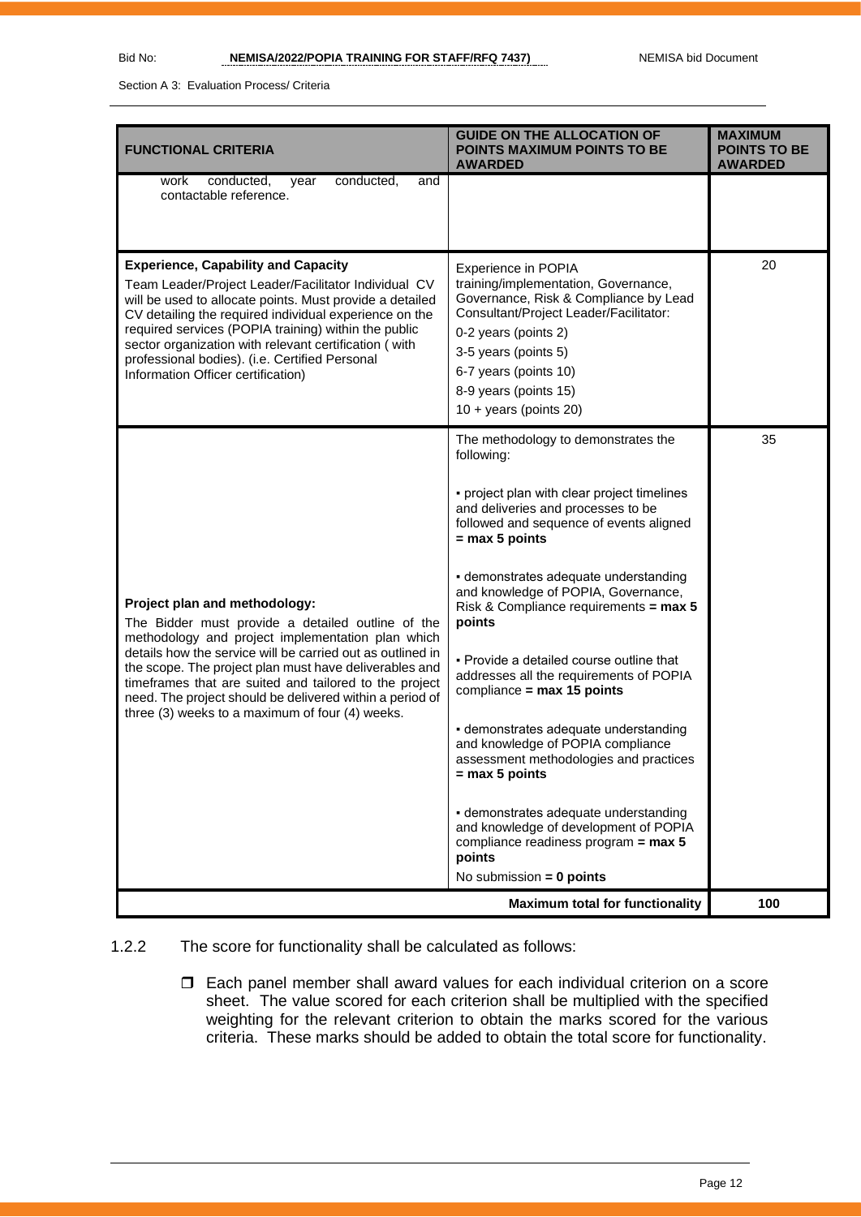Section A 3: Evaluation Process/ Criteria

| FUNCTIONAL CRITERIA | GUIDE ON THE ALLOCATION OF POINTS MAXIMUM POINTS TO BE AWARDED | MAXIMUM POINTS TO BE AWARDED |
|---|---|---|
| work conducted, year conducted, and contactable reference. | | |
| **Experience, Capability and Capacity**<br>Team Leader/Project Leader/Facilitator Individual CV will be used to allocate points. Must provide a detailed CV detailing the required individual experience on the required services (POPIA training) within the public sector organization with relevant certification ( with professional bodies). (i.e. Certified Personal Information Officer certification) | Experience in POPIA training/implementation, Governance, Governance, Risk & Compliance by Lead Consultant/Project Leader/Facilitator:<br>0-2 years (points 2)<br>3-5 years (points 5)<br>6-7 years (points 10)<br>8-9 years (points 15)<br>10 + years (points 20) | 20 |
| **Project plan and methodology:**<br>The Bidder must provide a detailed outline of the methodology and project implementation plan which details how the service will be carried out as outlined in the scope. The project plan must have deliverables and timeframes that are suited and tailored to the project need. The project should be delivered within a period of three (3) weeks to a maximum of four (4) weeks. | The methodology to demonstrates the following:<br>▪ project plan with clear project timelines and deliveries and processes to be followed and sequence of events aligned **= max 5 points**<br>▪ demonstrates adequate understanding and knowledge of POPIA, Governance, Risk & Compliance requirements **= max 5 points**<br>▪ Provide a detailed course outline that addresses all the requirements of POPIA compliance **= max 15 points**<br>▪ demonstrates adequate understanding and knowledge of POPIA compliance assessment methodologies and practices **= max 5 points**<br>▪ demonstrates adequate understanding and knowledge of development of POPIA compliance readiness program **= max 5 points**<br>No submission **= 0 points** | 35 |
| | **Maximum total for functionality** | **100** |

1.2.2 The score for functionality shall be calculated as follows:

- Each panel member shall award values for each individual criterion on a score sheet. The value scored for each criterion shall be multiplied with the specified weighting for the relevant criterion to obtain the marks scored for the various criteria. These marks should be added to obtain the total score for functionality.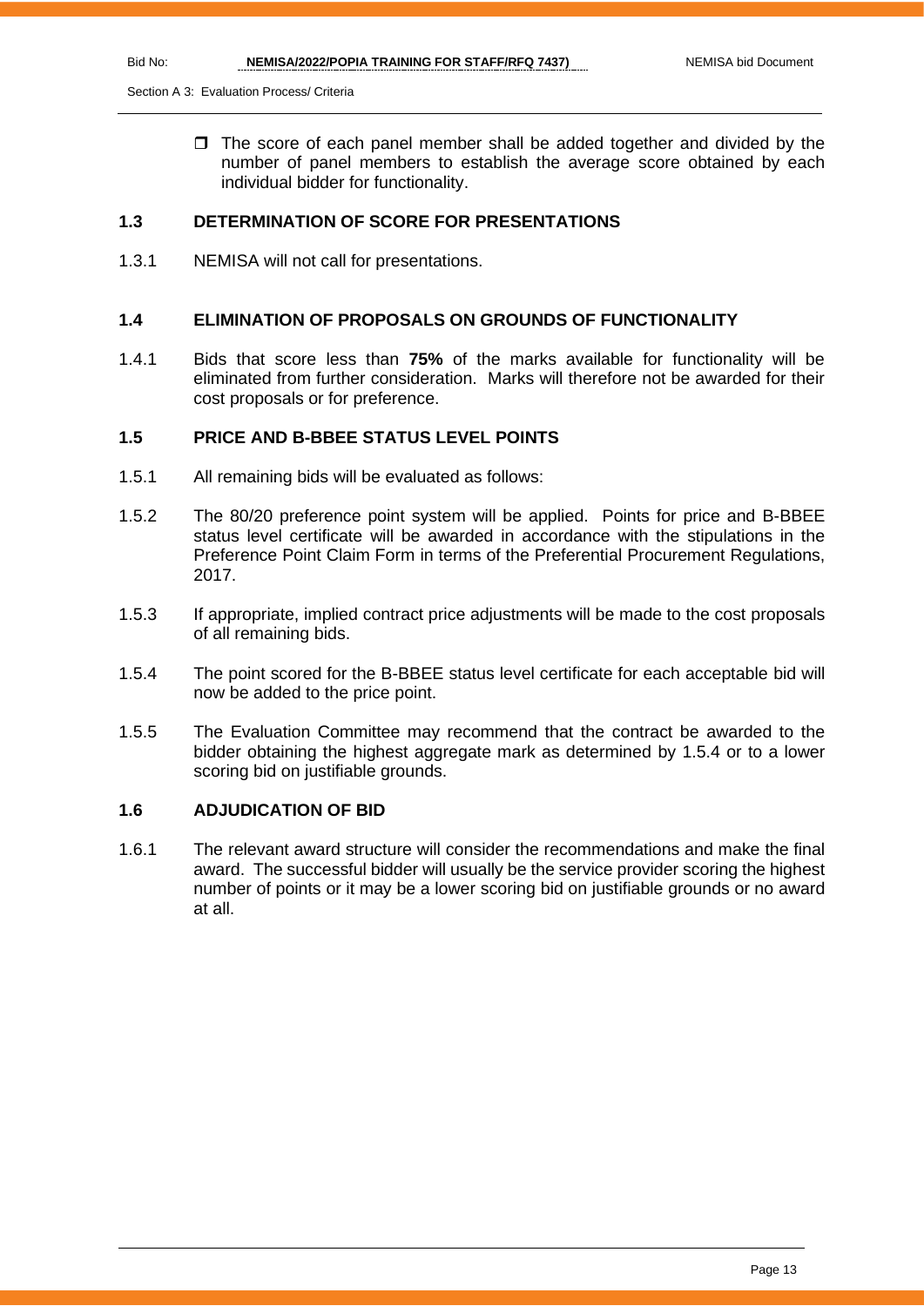- The score of each panel member shall be added together and divided by the number of panel members to establish the average score obtained by each individual bidder for functionality.

### 1.3 DETERMINATION OF SCORE FOR PRESENTATIONS

1.3.1 NEMISA will not call for presentations.

### 1.4 ELIMINATION OF PROPOSALS ON GROUNDS OF FUNCTIONALITY

1.4.1 Bids that score less than **75%** of the marks available for functionality will be eliminated from further consideration. Marks will therefore not be awarded for their cost proposals or for preference.

### 1.5 PRICE AND B-BBEE STATUS LEVEL POINTS

1.5.1 All remaining bids will be evaluated as follows:

1.5.2 The 80/20 preference point system will be applied. Points for price and B-BBEE status level certificate will be awarded in accordance with the stipulations in the Preference Point Claim Form in terms of the Preferential Procurement Regulations, 2017.

1.5.3 If appropriate, implied contract price adjustments will be made to the cost proposals of all remaining bids.

1.5.4 The point scored for the B-BBEE status level certificate for each acceptable bid will now be added to the price point.

1.5.5 The Evaluation Committee may recommend that the contract be awarded to the bidder obtaining the highest aggregate mark as determined by 1.5.4 or to a lower scoring bid on justifiable grounds.

### 1.6 ADJUDICATION OF BID

1.6.1 The relevant award structure will consider the recommendations and make the final award. The successful bidder will usually be the service provider scoring the highest number of points or it may be a lower scoring bid on justifiable grounds or no award at all.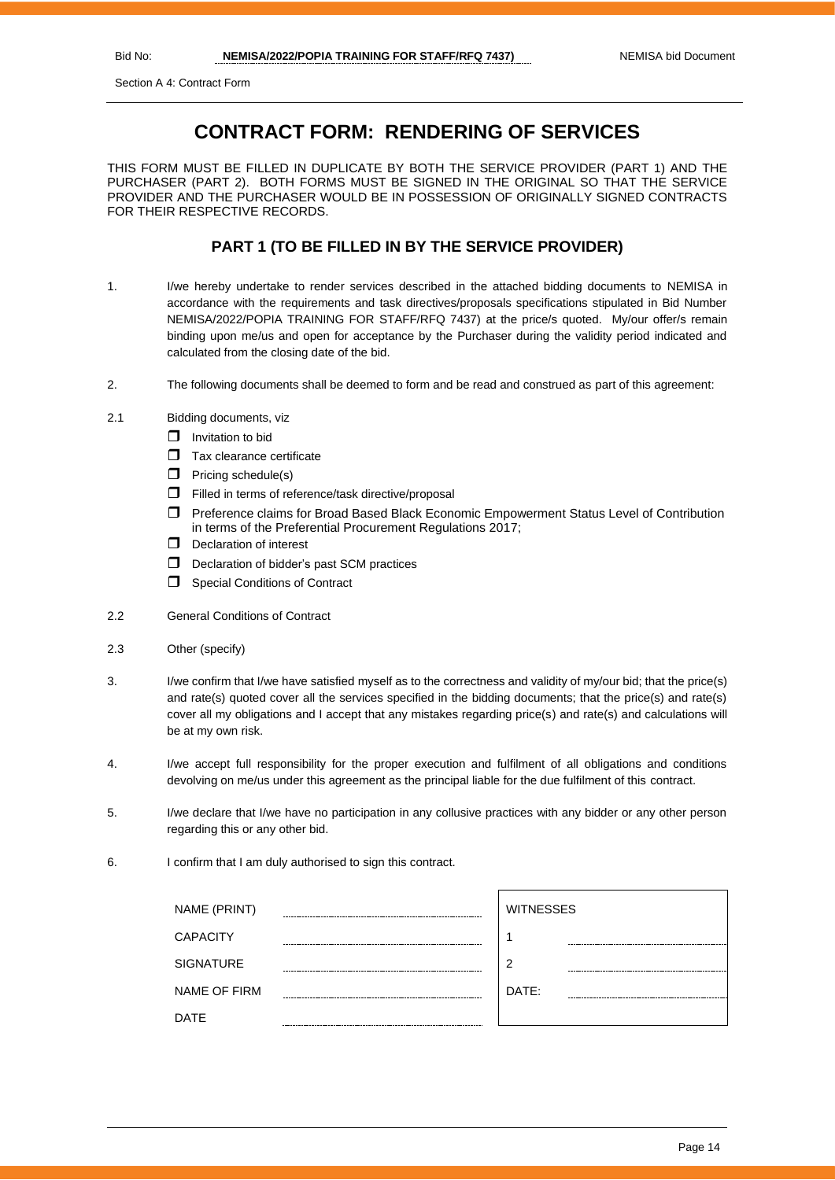# CONTRACT FORM: RENDERING OF SERVICES

THIS FORM MUST BE FILLED IN DUPLICATE BY BOTH THE SERVICE PROVIDER (PART 1) AND THE PURCHASER (PART 2). BOTH FORMS MUST BE SIGNED IN THE ORIGINAL SO THAT THE SERVICE PROVIDER AND THE PURCHASER WOULD BE IN POSSESSION OF ORIGINALLY SIGNED CONTRACTS FOR THEIR RESPECTIVE RECORDS.

## PART 1 (TO BE FILLED IN BY THE SERVICE PROVIDER)

1. I/we hereby undertake to render services described in the attached bidding documents to NEMISA in accordance with the requirements and task directives/proposals specifications stipulated in Bid Number NEMISA/2022/POPIA TRAINING FOR STAFF/RFQ 7437) at the price/s quoted. My/our offer/s remain binding upon me/us and open for acceptance by the Purchaser during the validity period indicated and calculated from the closing date of the bid.

2. The following documents shall be deemed to form and be read and construed as part of this agreement:

2.1 Bidding documents, viz

- ☐ Invitation to bid
- ☐ Tax clearance certificate
- ☐ Pricing schedule(s)
- ☐ Filled in terms of reference/task directive/proposal
- ☐ Preference claims for Broad Based Black Economic Empowerment Status Level of Contribution in terms of the Preferential Procurement Regulations 2017;
- ☐ Declaration of interest
- ☐ Declaration of bidder's past SCM practices
- ☐ Special Conditions of Contract

2.2 General Conditions of Contract

2.3 Other (specify)

3. I/we confirm that I/we have satisfied myself as to the correctness and validity of my/our bid; that the price(s) and rate(s) quoted cover all the services specified in the bidding documents; that the price(s) and rate(s) cover all my obligations and I accept that any mistakes regarding price(s) and rate(s) and calculations will be at my own risk.

4. I/we accept full responsibility for the proper execution and fulfilment of all obligations and conditions devolving on me/us under this agreement as the principal liable for the due fulfilment of this contract.

5. I/we declare that I/we have no participation in any collusive practices with any bidder or any other person regarding this or any other bid.

6. I confirm that I am duly authorised to sign this contract.

| | | | |
|---|---|---|---|
| NAME (PRINT) | ........................................ | WITNESSES | |
| CAPACITY | ........................................ | 1 | ........................................ |
| SIGNATURE | ........................................ | 2 | ........................................ |
| NAME OF FIRM | ........................................ | DATE: | ........................................ |
| DATE | ........................................ | | |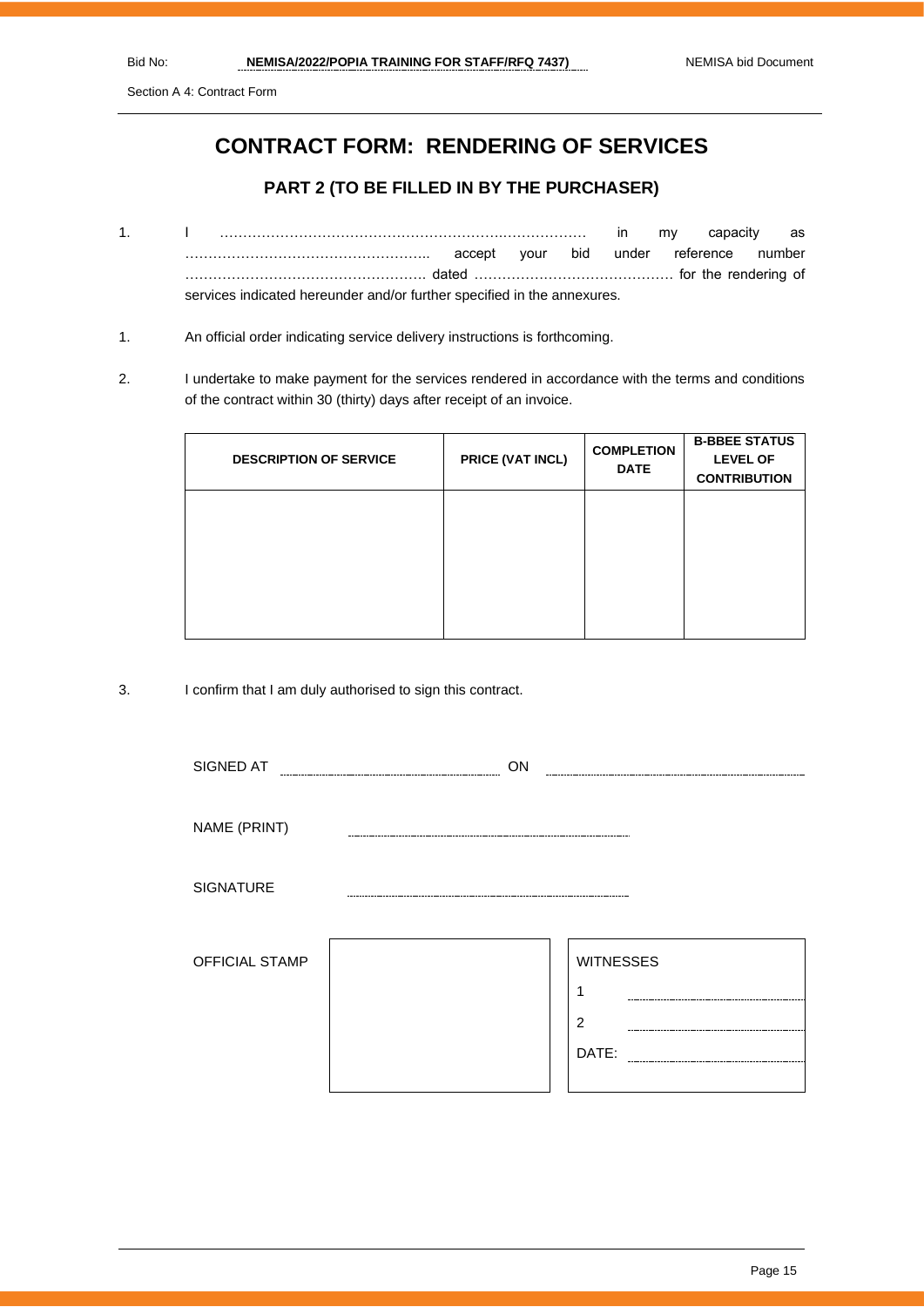Section A 4: Contract Form

# CONTRACT FORM: RENDERING OF SERVICES

## PART 2 (TO BE FILLED IN BY THE PURCHASER)

1. I …………………………………………………………….……………… in my capacity as …………………………………………….. accept your bid under reference number ……………………………………………. dated …………………………………… for the rendering of services indicated hereunder and/or further specified in the annexures.

1. An official order indicating service delivery instructions is forthcoming.

2. I undertake to make payment for the services rendered in accordance with the terms and conditions of the contract within 30 (thirty) days after receipt of an invoice.

| DESCRIPTION OF SERVICE | PRICE (VAT INCL) | COMPLETION DATE | B-BBEE STATUS LEVEL OF CONTRIBUTION |
|---|---|---|---|
| | | | |

3. I confirm that I am duly authorised to sign this contract.

SIGNED AT ………………………………… ON …………………………………

NAME (PRINT) …………………………………

SIGNATURE …………………………………

OFFICIAL STAMP

WITNESSES

1 …………………………………

2 …………………………………

DATE: …………………………………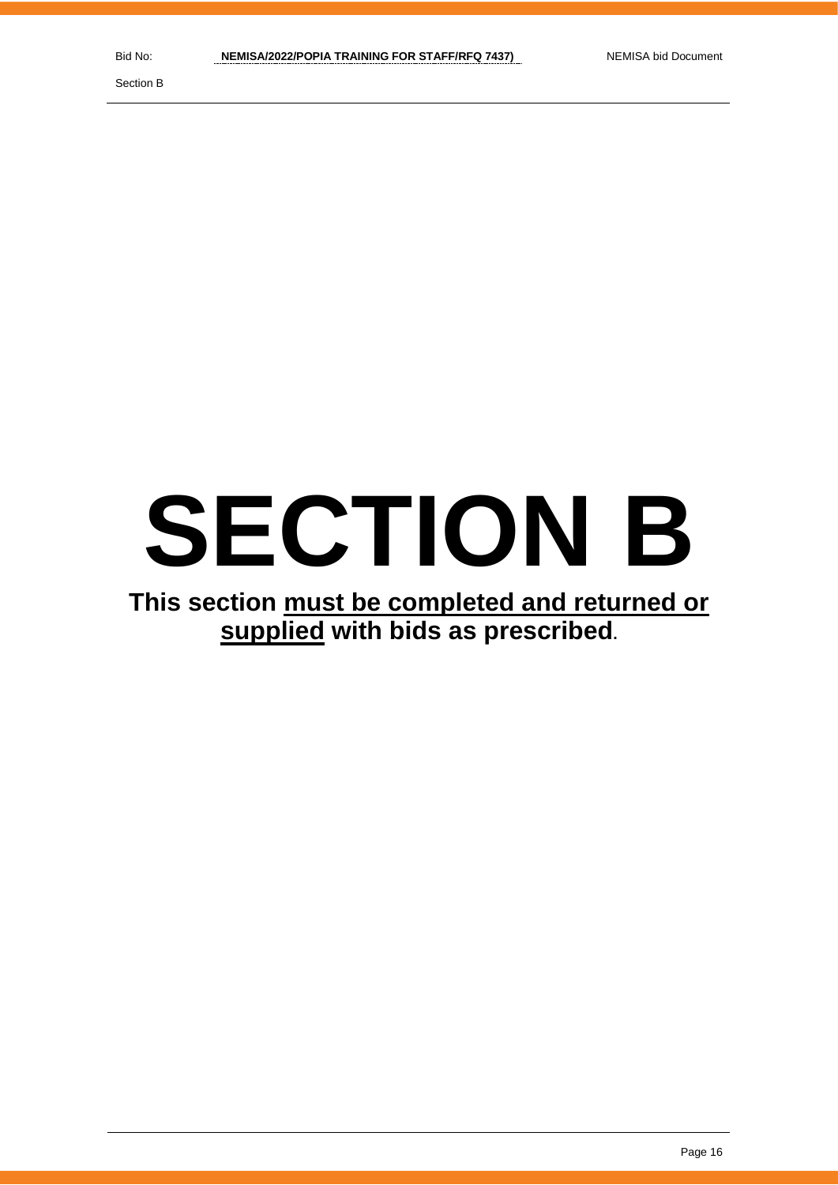# SECTION B

**This section <u>must be completed and returned or supplied</u> with bids as prescribed**.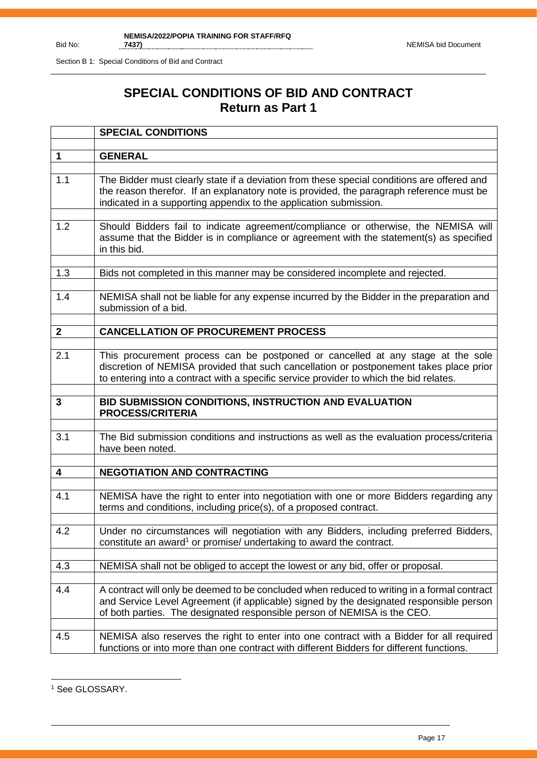# SPECIAL CONDITIONS OF BID AND CONTRACT
## Return as Part 1

| | **SPECIAL CONDITIONS** |
|---|---|
| **1** | **GENERAL** |
| 1.1 | The Bidder must clearly state if a deviation from these special conditions are offered and the reason therefor. If an explanatory note is provided, the paragraph reference must be indicated in a supporting appendix to the application submission. |
| 1.2 | Should Bidders fail to indicate agreement/compliance or otherwise, the NEMISA will assume that the Bidder is in compliance or agreement with the statement(s) as specified in this bid. |
| 1.3 | Bids not completed in this manner may be considered incomplete and rejected. |
| 1.4 | NEMISA shall not be liable for any expense incurred by the Bidder in the preparation and submission of a bid. |
| **2** | **CANCELLATION OF PROCUREMENT PROCESS** |
| 2.1 | This procurement process can be postponed or cancelled at any stage at the sole discretion of NEMISA provided that such cancellation or postponement takes place prior to entering into a contract with a specific service provider to which the bid relates. |
| **3** | **BID SUBMISSION CONDITIONS, INSTRUCTION AND EVALUATION PROCESS/CRITERIA** |
| 3.1 | The Bid submission conditions and instructions as well as the evaluation process/criteria have been noted. |
| **4** | **NEGOTIATION AND CONTRACTING** |
| 4.1 | NEMISA have the right to enter into negotiation with one or more Bidders regarding any terms and conditions, including price(s), of a proposed contract. |
| 4.2 | Under no circumstances will negotiation with any Bidders, including preferred Bidders, constitute an award[1] or promise/ undertaking to award the contract. |
| 4.3 | NEMISA shall not be obliged to accept the lowest or any bid, offer or proposal. |
| 4.4 | A contract will only be deemed to be concluded when reduced to writing in a formal contract and Service Level Agreement (if applicable) signed by the designated responsible person of both parties. The designated responsible person of NEMISA is the CEO. |
| 4.5 | NEMISA also reserves the right to enter into one contract with a Bidder for all required functions or into more than one contract with different Bidders for different functions. |

[1] See GLOSSARY.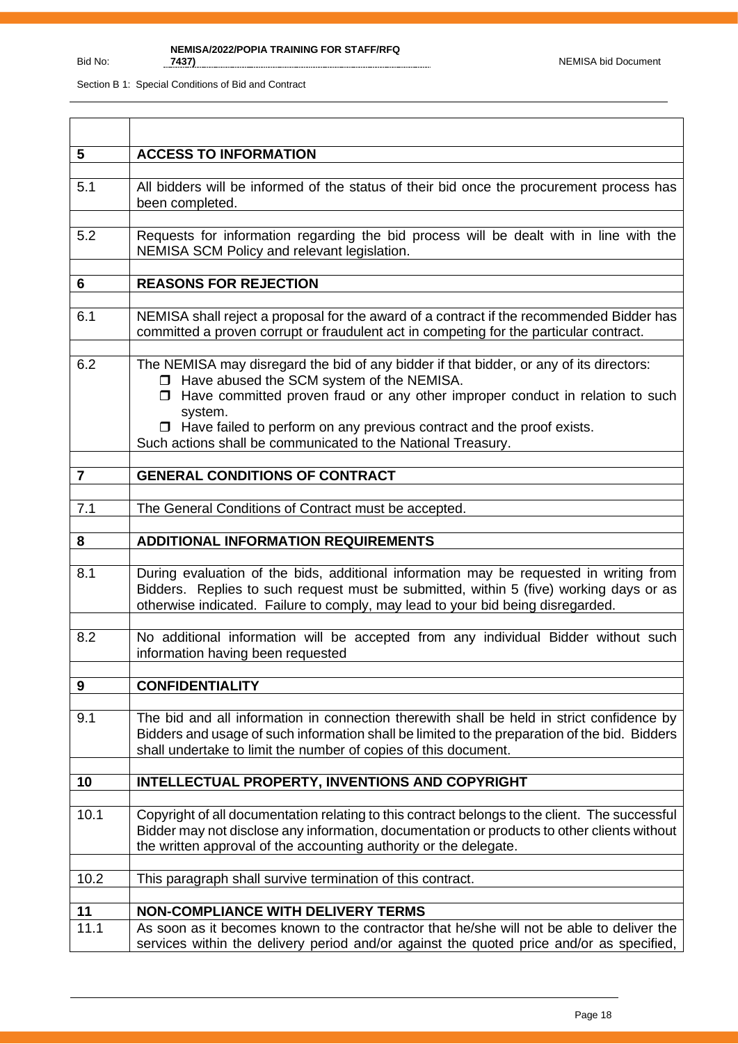| | |
|---|---|
| **5** | **ACCESS TO INFORMATION** |
| 5.1 | All bidders will be informed of the status of their bid once the procurement process has been completed. |
| 5.2 | Requests for information regarding the bid process will be dealt with in line with the NEMISA SCM Policy and relevant legislation. |
| **6** | **REASONS FOR REJECTION** |
| 6.1 | NEMISA shall reject a proposal for the award of a contract if the recommended Bidder has committed a proven corrupt or fraudulent act in competing for the particular contract. |
| 6.2 | The NEMISA may disregard the bid of any bidder if that bidder, or any of its directors:<br>- Have abused the SCM system of the NEMISA.<br>- Have committed proven fraud or any other improper conduct in relation to such system.<br>- Have failed to perform on any previous contract and the proof exists.<br>Such actions shall be communicated to the National Treasury. |
| **7** | **GENERAL CONDITIONS OF CONTRACT** |
| 7.1 | The General Conditions of Contract must be accepted. |
| **8** | **ADDITIONAL INFORMATION REQUIREMENTS** |
| 8.1 | During evaluation of the bids, additional information may be requested in writing from Bidders. Replies to such request must be submitted, within 5 (five) working days or as otherwise indicated. Failure to comply, may lead to your bid being disregarded. |
| 8.2 | No additional information will be accepted from any individual Bidder without such information having been requested |
| **9** | **CONFIDENTIALITY** |
| 9.1 | The bid and all information in connection therewith shall be held in strict confidence by Bidders and usage of such information shall be limited to the preparation of the bid. Bidders shall undertake to limit the number of copies of this document. |
| **10** | **INTELLECTUAL PROPERTY, INVENTIONS AND COPYRIGHT** |
| 10.1 | Copyright of all documentation relating to this contract belongs to the client. The successful Bidder may not disclose any information, documentation or products to other clients without the written approval of the accounting authority or the delegate. |
| 10.2 | This paragraph shall survive termination of this contract. |
| **11** | **NON-COMPLIANCE WITH DELIVERY TERMS** |
| 11.1 | As soon as it becomes known to the contractor that he/she will not be able to deliver the services within the delivery period and/or against the quoted price and/or as specified, |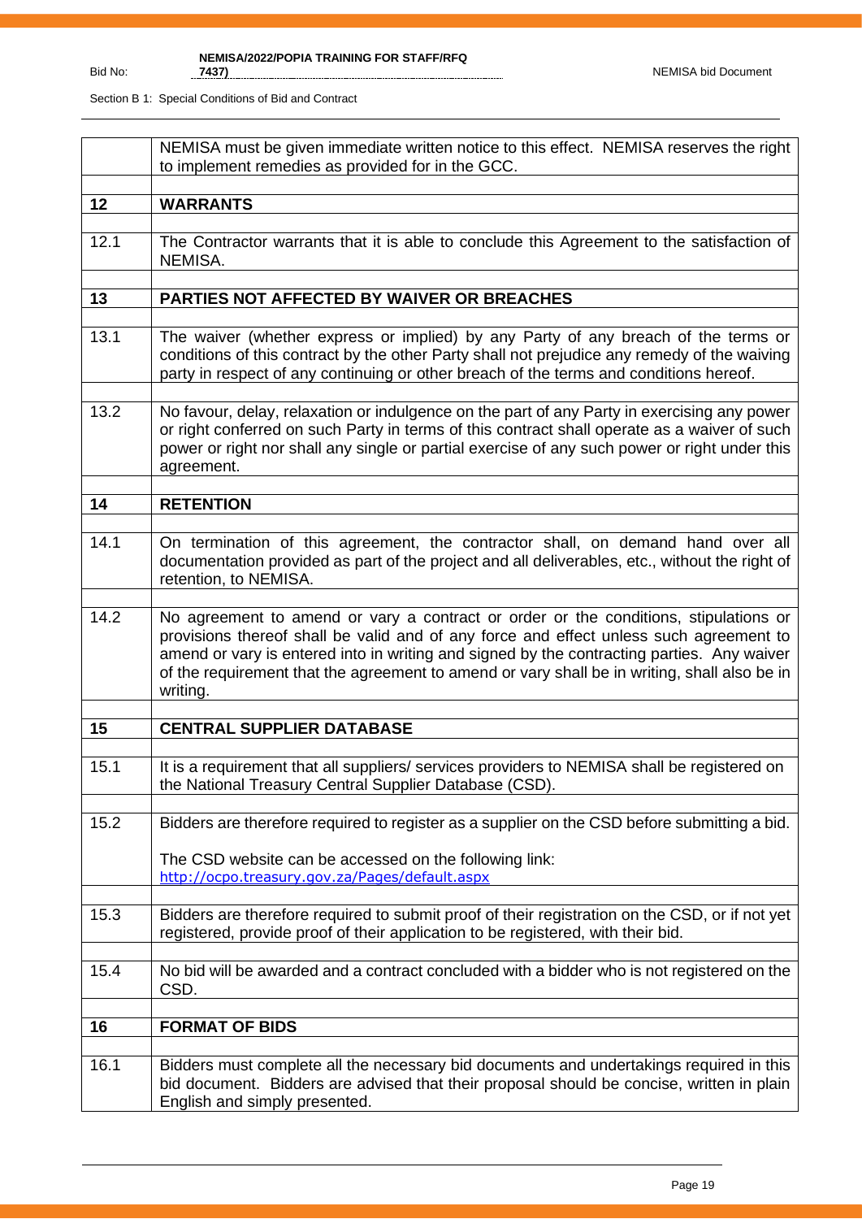| | |
|---|---|
| | NEMISA must be given immediate written notice to this effect. NEMISA reserves the right to implement remedies as provided for in the GCC. |
| | |
| **12** | **WARRANTS** |
| | |
| 12.1 | The Contractor warrants that it is able to conclude this Agreement to the satisfaction of NEMISA. |
| | |
| **13** | **PARTIES NOT AFFECTED BY WAIVER OR BREACHES** |
| | |
| 13.1 | The waiver (whether express or implied) by any Party of any breach of the terms or conditions of this contract by the other Party shall not prejudice any remedy of the waiving party in respect of any continuing or other breach of the terms and conditions hereof. |
| | |
| 13.2 | No favour, delay, relaxation or indulgence on the part of any Party in exercising any power or right conferred on such Party in terms of this contract shall operate as a waiver of such power or right nor shall any single or partial exercise of any such power or right under this agreement. |
| | |
| **14** | **RETENTION** |
| | |
| 14.1 | On termination of this agreement, the contractor shall, on demand hand over all documentation provided as part of the project and all deliverables, etc., without the right of retention, to NEMISA. |
| | |
| 14.2 | No agreement to amend or vary a contract or order or the conditions, stipulations or provisions thereof shall be valid and of any force and effect unless such agreement to amend or vary is entered into in writing and signed by the contracting parties. Any waiver of the requirement that the agreement to amend or vary shall be in writing, shall also be in writing. |
| | |
| **15** | **CENTRAL SUPPLIER DATABASE** |
| | |
| 15.1 | It is a requirement that all suppliers/ services providers to NEMISA shall be registered on the National Treasury Central Supplier Database (CSD). |
| | |
| 15.2 | Bidders are therefore required to register as a supplier on the CSD before submitting a bid.<br><br>The CSD website can be accessed on the following link:<br>http://ocpo.treasury.gov.za/Pages/default.aspx |
| | |
| 15.3 | Bidders are therefore required to submit proof of their registration on the CSD, or if not yet registered, provide proof of their application to be registered, with their bid. |
| | |
| 15.4 | No bid will be awarded and a contract concluded with a bidder who is not registered on the CSD. |
| | |
| **16** | **FORMAT OF BIDS** |
| | |
| 16.1 | Bidders must complete all the necessary bid documents and undertakings required in this bid document. Bidders are advised that their proposal should be concise, written in plain English and simply presented. |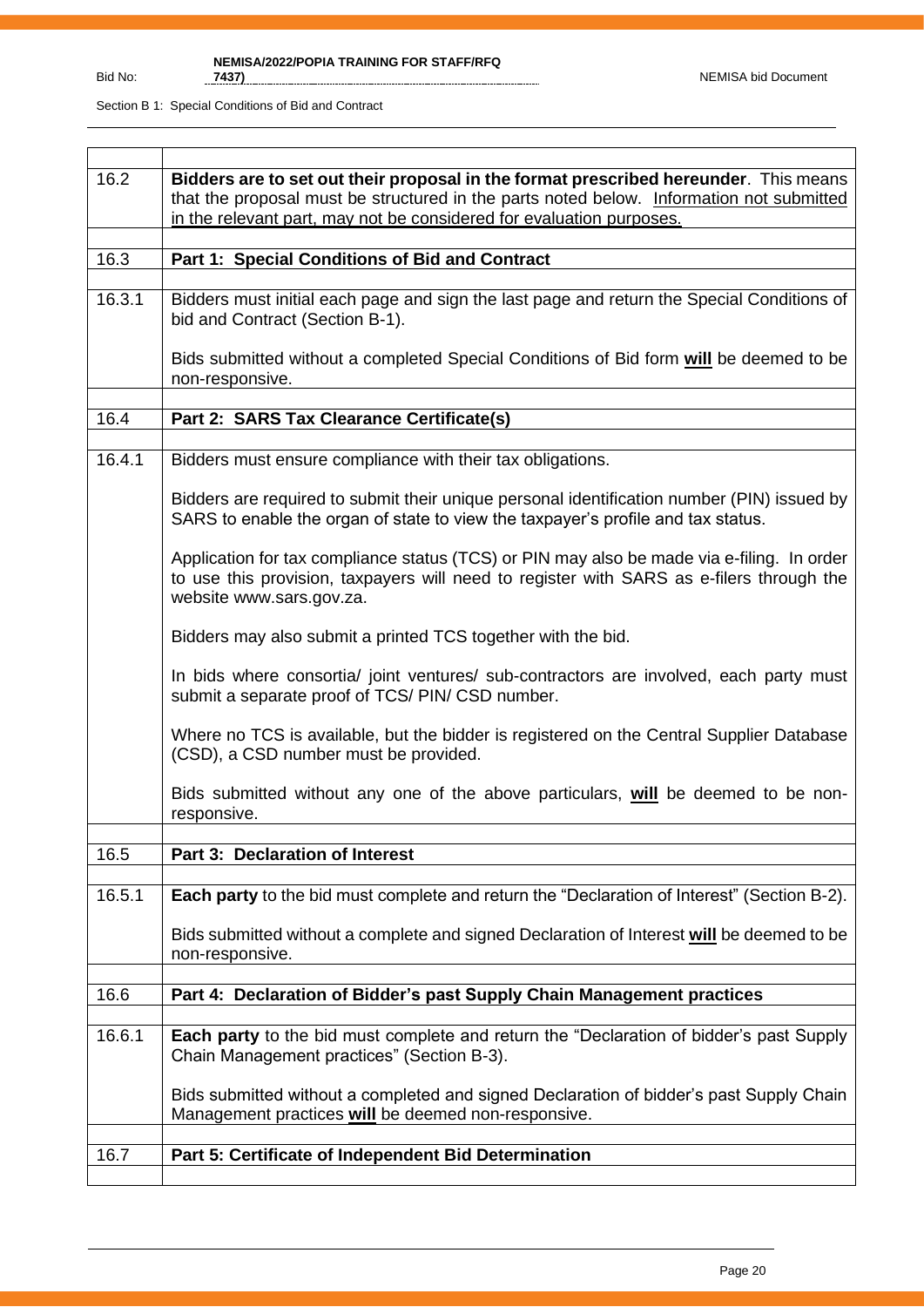| | |
|---|---|
| 16.2 | **Bidders are to set out their proposal in the format prescribed hereunder**. This means that the proposal must be structured in the parts noted below. Information not submitted in the relevant part, may not be considered for evaluation purposes. |
| | |
| 16.3 | **Part 1: Special Conditions of Bid and Contract** |
| | |
| 16.3.1 | Bidders must initial each page and sign the last page and return the Special Conditions of bid and Contract (Section B-1).<br><br>Bids submitted without a completed Special Conditions of Bid form **will** be deemed to be non-responsive. |
| | |
| 16.4 | **Part 2: SARS Tax Clearance Certificate(s)** |
| | |
| 16.4.1 | Bidders must ensure compliance with their tax obligations.<br><br>Bidders are required to submit their unique personal identification number (PIN) issued by SARS to enable the organ of state to view the taxpayer's profile and tax status.<br><br>Application for tax compliance status (TCS) or PIN may also be made via e-filing. In order to use this provision, taxpayers will need to register with SARS as e-filers through the website www.sars.gov.za.<br><br>Bidders may also submit a printed TCS together with the bid.<br><br>In bids where consortia/ joint ventures/ sub-contractors are involved, each party must submit a separate proof of TCS/ PIN/ CSD number.<br><br>Where no TCS is available, but the bidder is registered on the Central Supplier Database (CSD), a CSD number must be provided.<br><br>Bids submitted without any one of the above particulars, **will** be deemed to be non-responsive. |
| | |
| 16.5 | **Part 3: Declaration of Interest** |
| | |
| 16.5.1 | **Each party** to the bid must complete and return the "Declaration of Interest" (Section B-2).<br><br>Bids submitted without a complete and signed Declaration of Interest **will** be deemed to be non-responsive. |
| | |
| 16.6 | **Part 4: Declaration of Bidder's past Supply Chain Management practices** |
| | |
| 16.6.1 | **Each party** to the bid must complete and return the "Declaration of bidder's past Supply Chain Management practices" (Section B-3).<br><br>Bids submitted without a completed and signed Declaration of bidder's past Supply Chain Management practices **will** be deemed non-responsive. |
| | |
| 16.7 | **Part 5: Certificate of Independent Bid Determination** |
| | |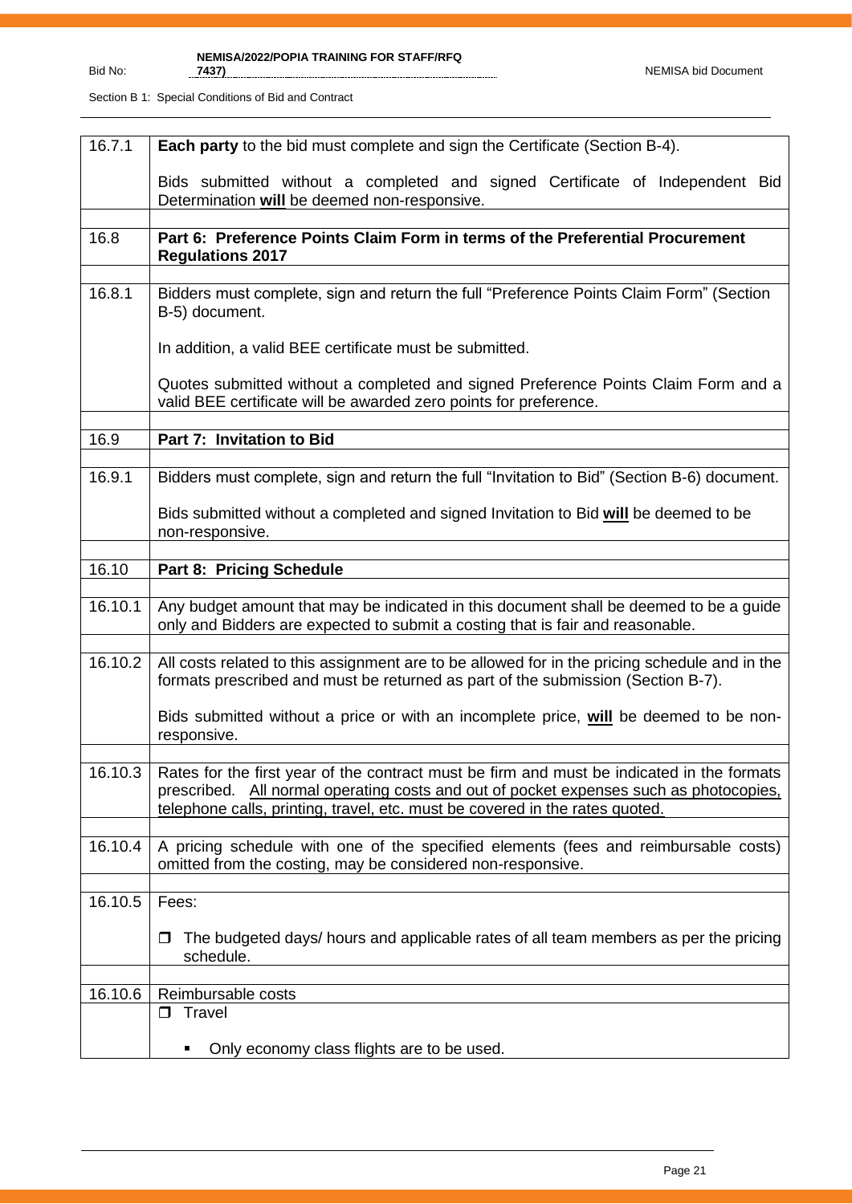| 16.7.1 | **Each party** to the bid must complete and sign the Certificate (Section B-4).<br><br>Bids submitted without a completed and signed Certificate of Independent Bid Determination **will** be deemed non-responsive. |
|---|---|
| | |
| 16.8 | **Part 6: Preference Points Claim Form in terms of the Preferential Procurement Regulations 2017** |
| | |
| 16.8.1 | Bidders must complete, sign and return the full "Preference Points Claim Form" (Section B-5) document.<br><br>In addition, a valid BEE certificate must be submitted.<br><br>Quotes submitted without a completed and signed Preference Points Claim Form and a valid BEE certificate will be awarded zero points for preference. |
| | |
| 16.9 | **Part 7: Invitation to Bid** |
| | |
| 16.9.1 | Bidders must complete, sign and return the full "Invitation to Bid" (Section B-6) document.<br><br>Bids submitted without a completed and signed Invitation to Bid **will** be deemed to be non-responsive. |
| | |
| 16.10 | **Part 8: Pricing Schedule** |
| | |
| 16.10.1 | Any budget amount that may be indicated in this document shall be deemed to be a guide only and Bidders are expected to submit a costing that is fair and reasonable. |
| | |
| 16.10.2 | All costs related to this assignment are to be allowed for in the pricing schedule and in the formats prescribed and must be returned as part of the submission (Section B-7).<br><br>Bids submitted without a price or with an incomplete price, **will** be deemed to be non-responsive. |
| | |
| 16.10.3 | Rates for the first year of the contract must be firm and must be indicated in the formats prescribed. All normal operating costs and out of pocket expenses such as photocopies, telephone calls, printing, travel, etc. must be covered in the rates quoted. |
| | |
| 16.10.4 | A pricing schedule with one of the specified elements (fees and reimbursable costs) omitted from the costing, may be considered non-responsive. |
| | |
| 16.10.5 | Fees:<br><br>❒ The budgeted days/ hours and applicable rates of all team members as per the pricing schedule. |
| | |
| 16.10.6 | Reimbursable costs |
| | ❒ Travel<br><br>▪ Only economy class flights are to be used. |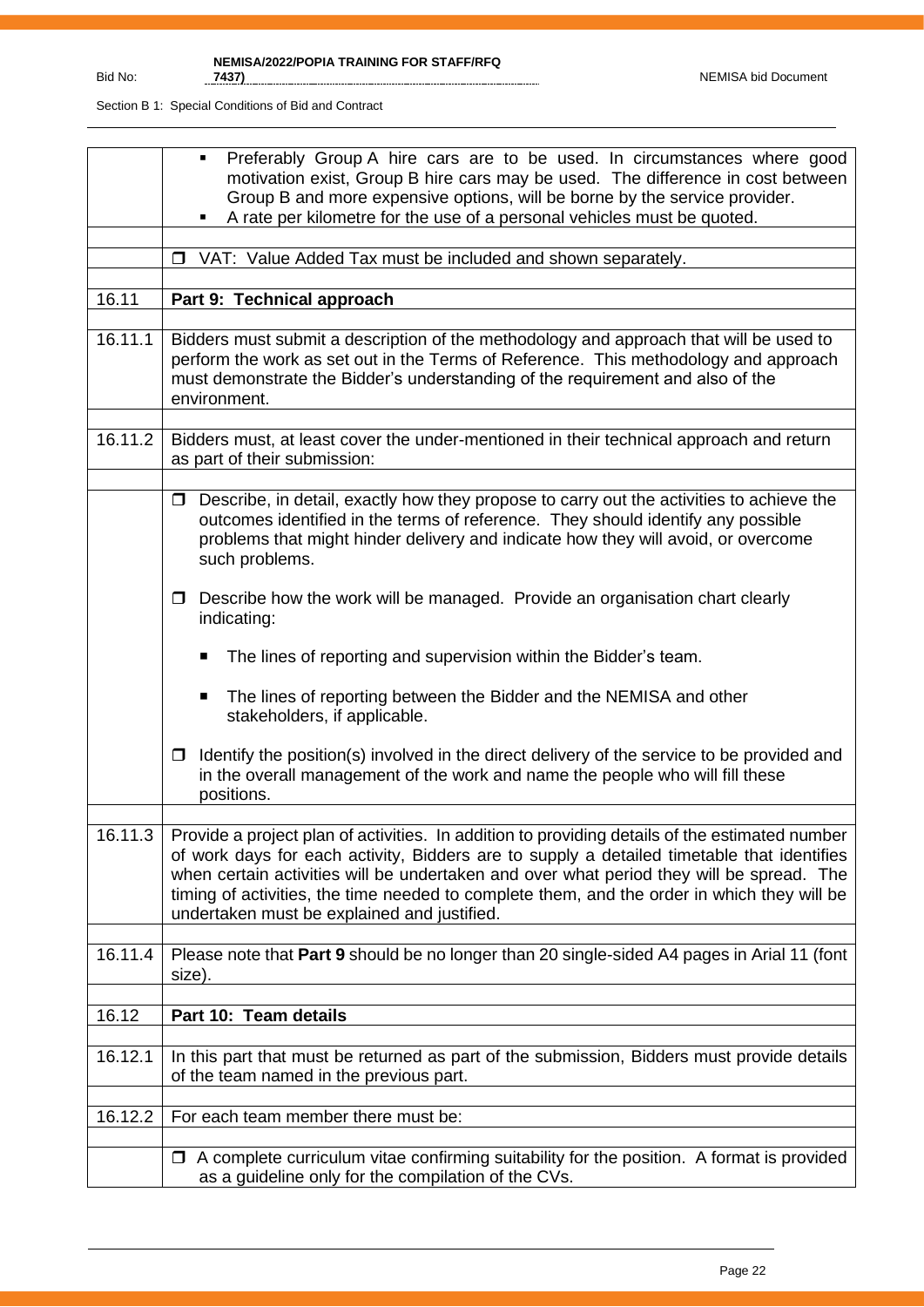| | |
|---|---|
| | ▪ Preferably Group A hire cars are to be used. In circumstances where good motivation exist, Group B hire cars may be used. The difference in cost between Group B and more expensive options, will be borne by the service provider.<br>▪ A rate per kilometre for the use of a personal vehicles must be quoted. |
| | |
| | ❒ VAT: Value Added Tax must be included and shown separately. |
| | |
| 16.11 | **Part 9: Technical approach** |
| | |
| 16.11.1 | Bidders must submit a description of the methodology and approach that will be used to perform the work as set out in the Terms of Reference. This methodology and approach must demonstrate the Bidder's understanding of the requirement and also of the environment. |
| | |
| 16.11.2 | Bidders must, at least cover the under-mentioned in their technical approach and return as part of their submission: |
| | |
| | ❒ Describe, in detail, exactly how they propose to carry out the activities to achieve the outcomes identified in the terms of reference. They should identify any possible problems that might hinder delivery and indicate how they will avoid, or overcome such problems.<br><br>❒ Describe how the work will be managed. Provide an organisation chart clearly indicating:<br><br>▪ The lines of reporting and supervision within the Bidder's team.<br><br>▪ The lines of reporting between the Bidder and the NEMISA and other stakeholders, if applicable.<br><br>❒ Identify the position(s) involved in the direct delivery of the service to be provided and in the overall management of the work and name the people who will fill these positions. |
| | |
| 16.11.3 | Provide a project plan of activities. In addition to providing details of the estimated number of work days for each activity, Bidders are to supply a detailed timetable that identifies when certain activities will be undertaken and over what period they will be spread. The timing of activities, the time needed to complete them, and the order in which they will be undertaken must be explained and justified. |
| | |
| 16.11.4 | Please note that **Part 9** should be no longer than 20 single-sided A4 pages in Arial 11 (font size). |
| | |
| 16.12 | **Part 10: Team details** |
| | |
| 16.12.1 | In this part that must be returned as part of the submission, Bidders must provide details of the team named in the previous part. |
| | |
| 16.12.2 | For each team member there must be: |
| | |
| | ❒ A complete curriculum vitae confirming suitability for the position. A format is provided as a guideline only for the compilation of the CVs. |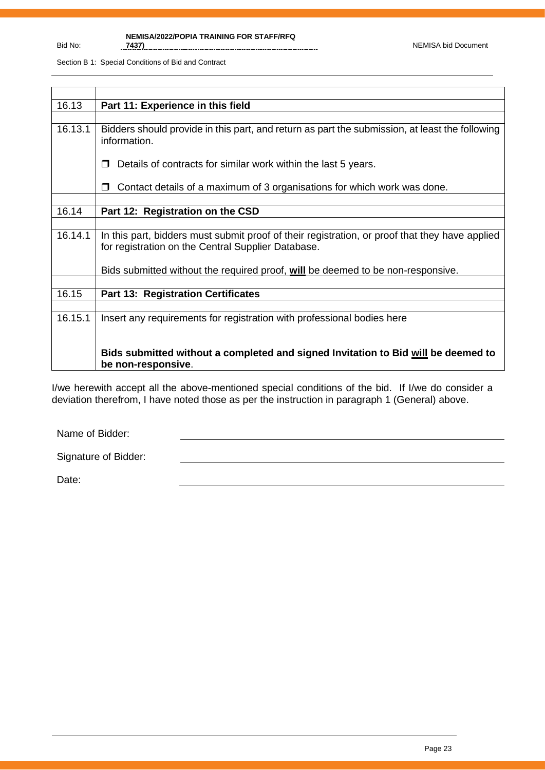| | |
|---|---|
| 16.13 | **Part 11: Experience in this field** |
| | |
| 16.13.1 | Bidders should provide in this part, and return as part the submission, at least the following information.<br><br>❒ Details of contracts for similar work within the last 5 years.<br><br>❒ Contact details of a maximum of 3 organisations for which work was done. |
| | |
| 16.14 | **Part 12: Registration on the CSD** |
| | |
| 16.14.1 | In this part, bidders must submit proof of their registration, or proof that they have applied for registration on the Central Supplier Database.<br><br>Bids submitted without the required proof, **<u>will</u>** be deemed to be non-responsive. |
| | |
| 16.15 | **Part 13: Registration Certificates** |
| | |
| 16.15.1 | Insert any requirements for registration with professional bodies here<br><br>**Bids submitted without a completed and signed Invitation to Bid <u>will</u> be deemed to be non-responsive**. |

I/we herewith accept all the above-mentioned special conditions of the bid. If I/we do consider a deviation therefrom, I have noted those as per the instruction in paragraph 1 (General) above.

Name of Bidder: ____________________________________________

Signature of Bidder: ____________________________________________

Date: ____________________________________________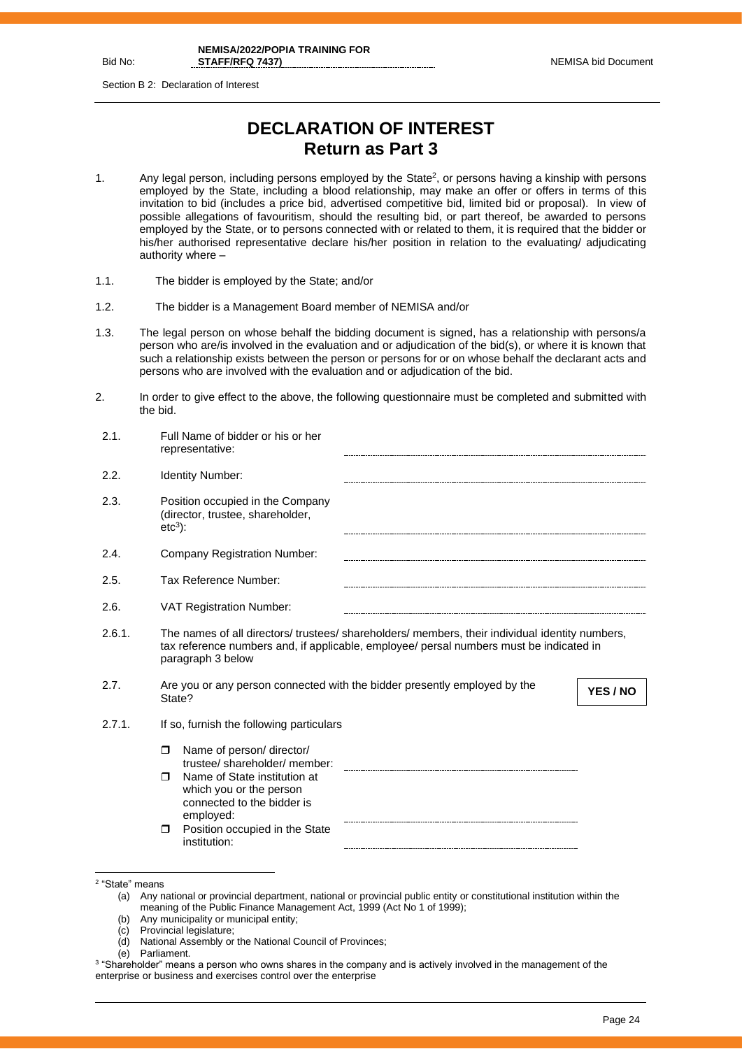Section B 2: Declaration of Interest

# DECLARATION OF INTEREST
## Return as Part 3

1. Any legal person, including persons employed by the State[2], or persons having a kinship with persons employed by the State, including a blood relationship, may make an offer or offers in terms of this invitation to bid (includes a price bid, advertised competitive bid, limited bid or proposal). In view of possible allegations of favouritism, should the resulting bid, or part thereof, be awarded to persons employed by the State, or to persons connected with or related to them, it is required that the bidder or his/her authorised representative declare his/her position in relation to the evaluating/ adjudicating authority where –

1.1. The bidder is employed by the State; and/or

1.2. The bidder is a Management Board member of NEMISA and/or

1.3. The legal person on whose behalf the bidding document is signed, has a relationship with persons/a person who are/is involved in the evaluation and or adjudication of the bid(s), or where it is known that such a relationship exists between the person or persons for or on whose behalf the declarant acts and persons who are involved with the evaluation and or adjudication of the bid.

2. In order to give effect to the above, the following questionnaire must be completed and submitted with the bid.

2.1. Full Name of bidder or his or her representative: ..................................................

2.2. Identity Number: ..................................................

2.3. Position occupied in the Company (director, trustee, shareholder, etc[3]): ..................................................

2.4. Company Registration Number: ..................................................

2.5. Tax Reference Number: ..................................................

2.6. VAT Registration Number: ..................................................

2.6.1. The names of all directors/ trustees/ shareholders/ members, their individual identity numbers, tax reference numbers and, if applicable, employee/ persal numbers must be indicated in paragraph 3 below

2.7. Are you or any person connected with the bidder presently employed by the State? **YES / NO**

2.7.1. If so, furnish the following particulars

- ☐ Name of person/ director/ trustee/ shareholder/ member: ..................................................
- ☐ Name of State institution at which you or the person connected to the bidder is employed: ..................................................
- ☐ Position occupied in the State institution: ..................................................

---

[2] "State" means
(a) Any national or provincial department, national or provincial public entity or constitutional institution within the meaning of the Public Finance Management Act, 1999 (Act No 1 of 1999);
(b) Any municipality or municipal entity;
(c) Provincial legislature;
(d) National Assembly or the National Council of Provinces;
(e) Parliament.

[3] "Shareholder" means a person who owns shares in the company and is actively involved in the management of the enterprise or business and exercises control over the enterprise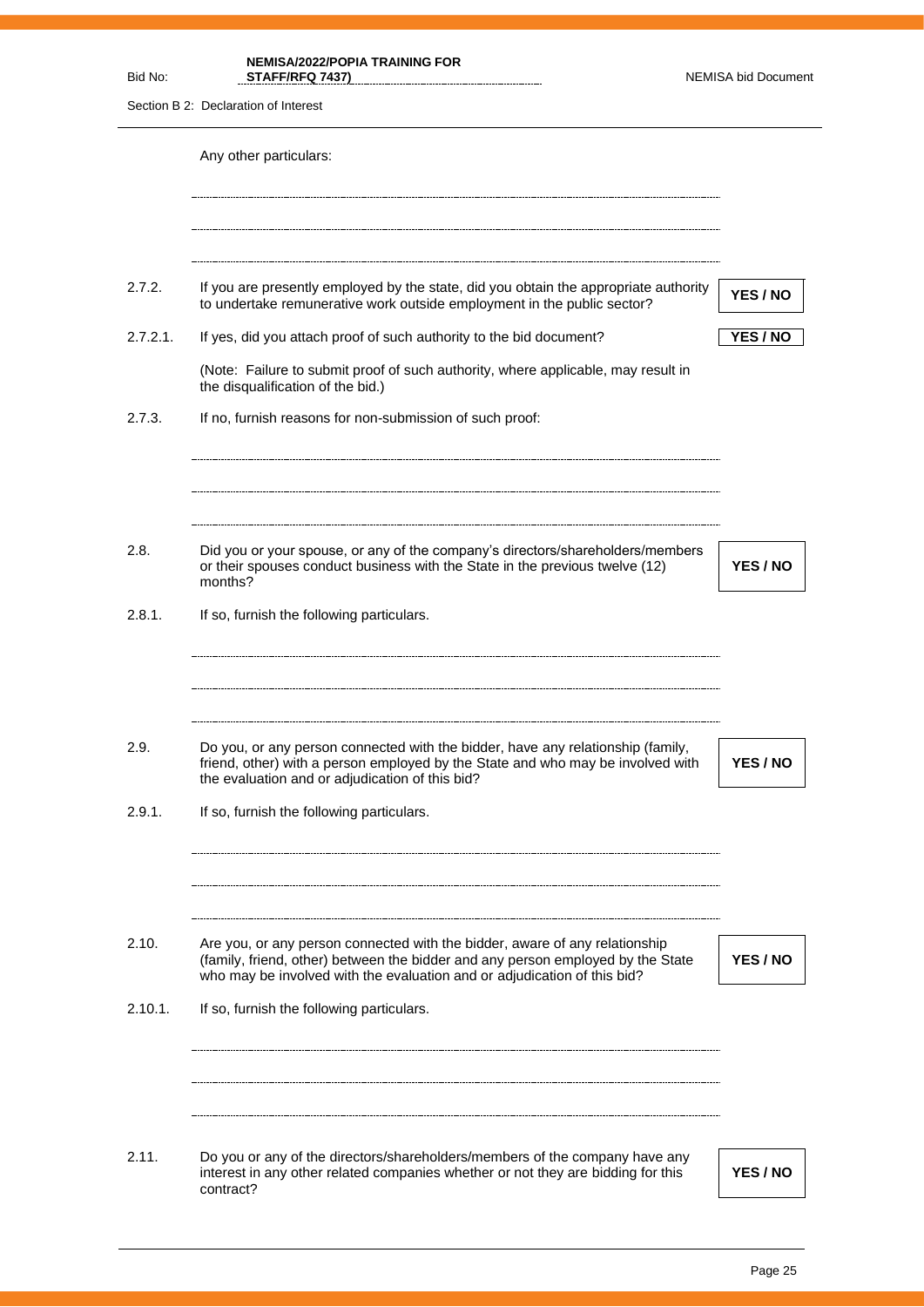Any other particulars:

........................................................................................................................................

........................................................................................................................................

........................................................................................................................................

2.7.2. If you are presently employed by the state, did you obtain the appropriate authority to undertake remunerative work outside employment in the public sector? **YES / NO**

2.7.2.1. If yes, did you attach proof of such authority to the bid document? **YES / NO**

(Note: Failure to submit proof of such authority, where applicable, may result in the disqualification of the bid.)

2.7.3. If no, furnish reasons for non-submission of such proof:

........................................................................................................................................

........................................................................................................................................

........................................................................................................................................

2.8. Did you or your spouse, or any of the company's directors/shareholders/members or their spouses conduct business with the State in the previous twelve (12) months? **YES / NO**

2.8.1. If so, furnish the following particulars.

........................................................................................................................................

........................................................................................................................................

........................................................................................................................................

2.9. Do you, or any person connected with the bidder, have any relationship (family, friend, other) with a person employed by the State and who may be involved with the evaluation and or adjudication of this bid? **YES / NO**

2.9.1. If so, furnish the following particulars.

........................................................................................................................................

........................................................................................................................................

........................................................................................................................................

2.10. Are you, or any person connected with the bidder, aware of any relationship (family, friend, other) between the bidder and any person employed by the State who may be involved with the evaluation and or adjudication of this bid? **YES / NO**

2.10.1. If so, furnish the following particulars.

........................................................................................................................................

........................................................................................................................................

........................................................................................................................................

2.11. Do you or any of the directors/shareholders/members of the company have any interest in any other related companies whether or not they are bidding for this contract? **YES / NO**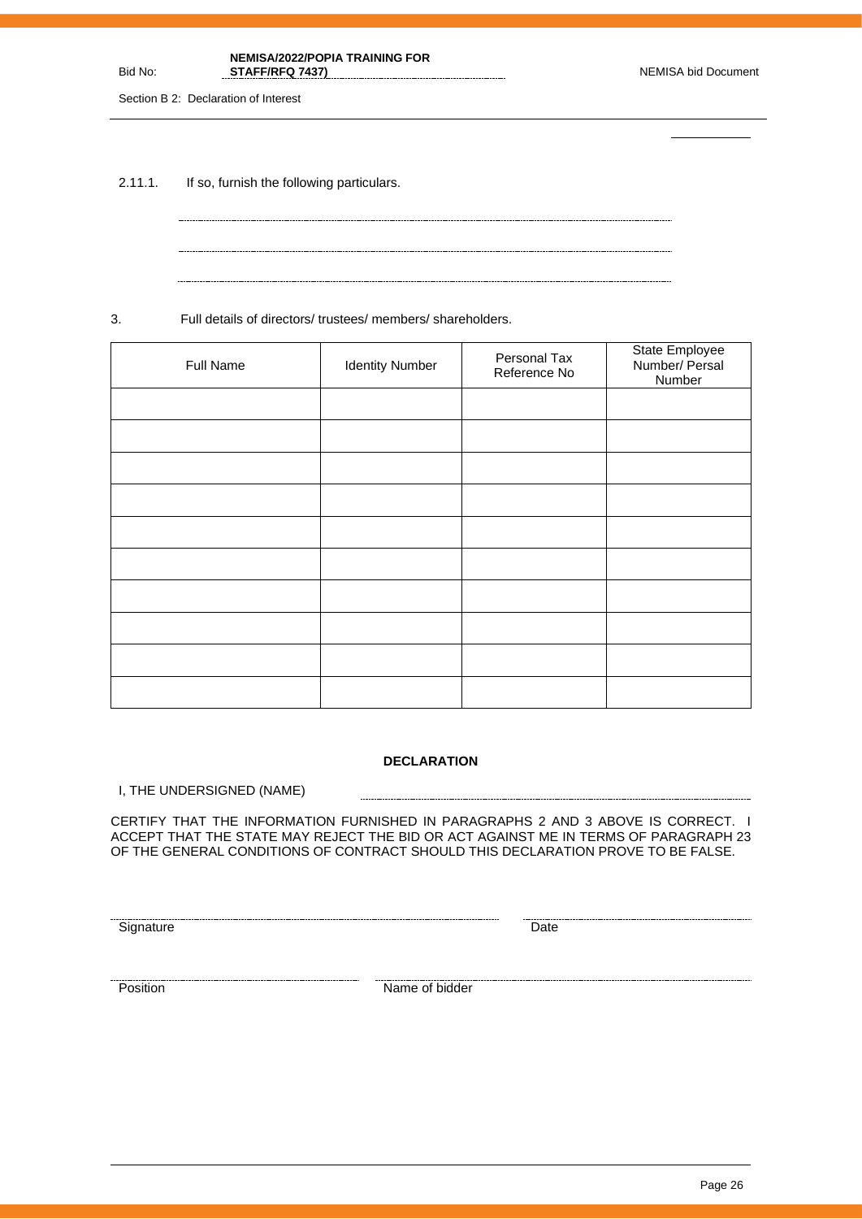2.11.1. If so, furnish the following particulars.

..........................................................................................................................................

..........................................................................................................................................

..........................................................................................................................................

3. Full details of directors/ trustees/ members/ shareholders.

| Full Name | Identity Number | Personal Tax Reference No | State Employee Number/ Persal Number |
|---|---|---|---|
| | | | |
| | | | |
| | | | |
| | | | |
| | | | |
| | | | |
| | | | |
| | | | |
| | | | |
| | | | |

**DECLARATION**

I, THE UNDERSIGNED (NAME) ..........................................................................................................

CERTIFY THAT THE INFORMATION FURNISHED IN PARAGRAPHS 2 AND 3 ABOVE IS CORRECT. I ACCEPT THAT THE STATE MAY REJECT THE BID OR ACT AGAINST ME IN TERMS OF PARAGRAPH 23 OF THE GENERAL CONDITIONS OF CONTRACT SHOULD THIS DECLARATION PROVE TO BE FALSE.

.......................................................................... ..........................................................

Signature Date

.......................................................................... ..........................................................

Position Name of bidder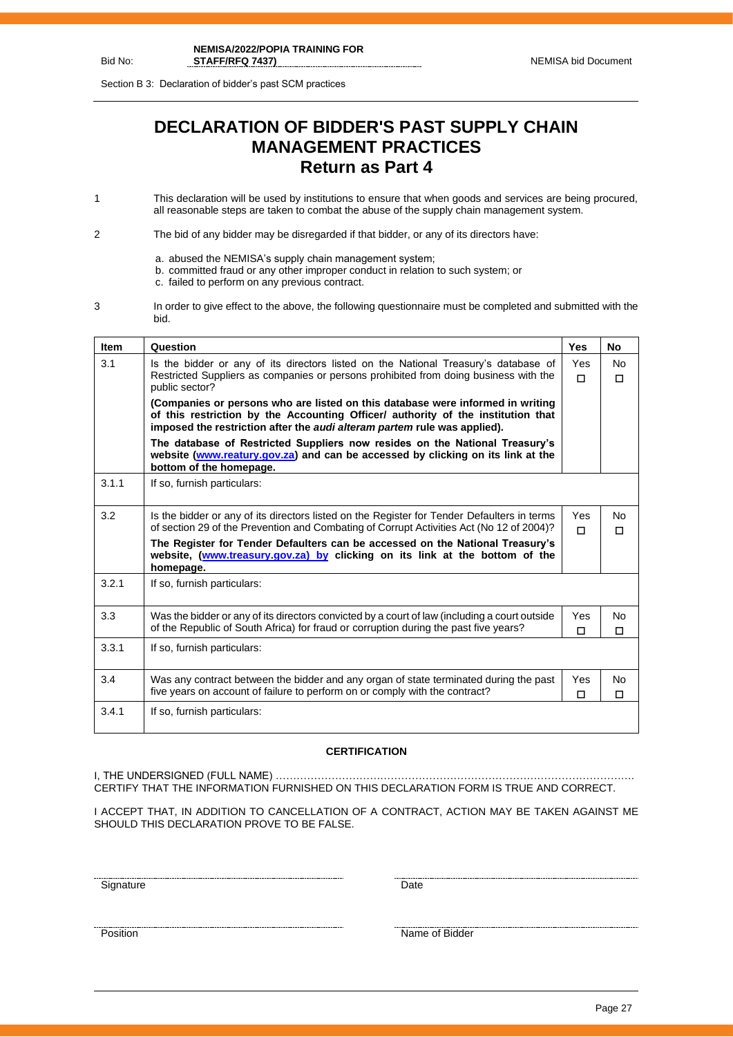Section B 3: Declaration of bidder's past SCM practices

# DECLARATION OF BIDDER'S PAST SUPPLY CHAIN MANAGEMENT PRACTICES

## Return as Part 4

1 This declaration will be used by institutions to ensure that when goods and services are being procured, all reasonable steps are taken to combat the abuse of the supply chain management system.

2 The bid of any bidder may be disregarded if that bidder, or any of its directors have:

a. abused the NEMISA's supply chain management system;
b. committed fraud or any other improper conduct in relation to such system; or
c. failed to perform on any previous contract.

3 In order to give effect to the above, the following questionnaire must be completed and submitted with the bid.

| Item | Question | Yes | No |
|---|---|---|---|
| 3.1 | Is the bidder or any of its directors listed on the National Treasury's database of Restricted Suppliers as companies or persons prohibited from doing business with the public sector?<br>**(Companies or persons who are listed on this database were informed in writing of this restriction by the Accounting Officer/ authority of the institution that imposed the restriction after the *audi alteram partem* rule was applied).**<br>**The database of Restricted Suppliers now resides on the National Treasury's website (www.reatury.gov.za) and can be accessed by clicking on its link at the bottom of the homepage.** | Yes ☐ | No ☐ |
| 3.1.1 | If so, furnish particulars: | | |
| 3.2 | Is the bidder or any of its directors listed on the Register for Tender Defaulters in terms of section 29 of the Prevention and Combating of Corrupt Activities Act (No 12 of 2004)?<br>**The Register for Tender Defaulters can be accessed on the National Treasury's website, (www.treasury.gov.za) by clicking on its link at the bottom of the homepage.** | Yes ☐ | No ☐ |
| 3.2.1 | If so, furnish particulars: | | |
| 3.3 | Was the bidder or any of its directors convicted by a court of law (including a court outside of the Republic of South Africa) for fraud or corruption during the past five years? | Yes ☐ | No ☐ |
| 3.3.1 | If so, furnish particulars: | | |
| 3.4 | Was any contract between the bidder and any organ of state terminated during the past five years on account of failure to perform on or comply with the contract? | Yes ☐ | No ☐ |
| 3.4.1 | If so, furnish particulars: | | |

**CERTIFICATION**

I, THE UNDERSIGNED (FULL NAME) ………………………………………………………………………………………… CERTIFY THAT THE INFORMATION FURNISHED ON THIS DECLARATION FORM IS TRUE AND CORRECT.

I ACCEPT THAT, IN ADDITION TO CANCELLATION OF A CONTRACT, ACTION MAY BE TAKEN AGAINST ME SHOULD THIS DECLARATION PROVE TO BE FALSE.

| | |
|---|---|
| ……………………………………… | ……………………………………… |
| Signature | Date |
| ……………………………………… | ……………………………………… |
| Position | Name of Bidder |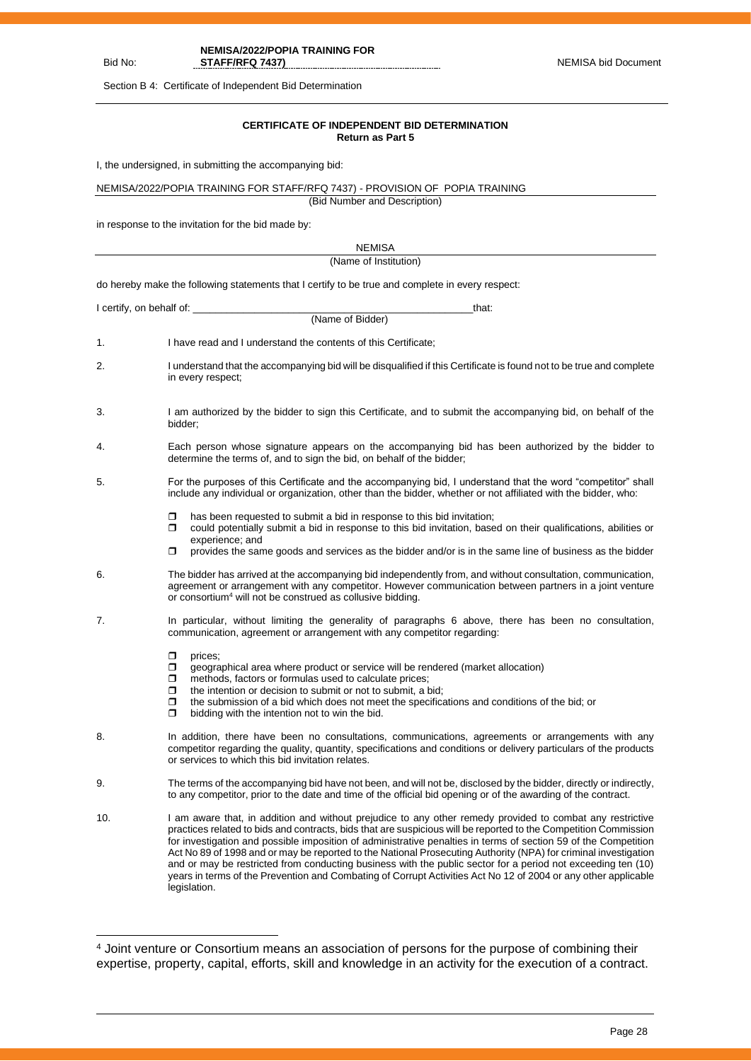Section B 4: Certificate of Independent Bid Determination

## CERTIFICATE OF INDEPENDENT BID DETERMINATION

**Return as Part 5**

I, the undersigned, in submitting the accompanying bid:

NEMISA/2022/POPIA TRAINING FOR STAFF/RFQ 7437) - PROVISION OF POPIA TRAINING
(Bid Number and Description)

in response to the invitation for the bid made by:

NEMISA
(Name of Institution)

do hereby make the following statements that I certify to be true and complete in every respect:

I certify, on behalf of: ____________________________________________________ that:
(Name of Bidder)

1. I have read and I understand the contents of this Certificate;

2. I understand that the accompanying bid will be disqualified if this Certificate is found not to be true and complete in every respect;

3. I am authorized by the bidder to sign this Certificate, and to submit the accompanying bid, on behalf of the bidder;

4. Each person whose signature appears on the accompanying bid has been authorized by the bidder to determine the terms of, and to sign the bid, on behalf of the bidder;

5. For the purposes of this Certificate and the accompanying bid, I understand that the word "competitor" shall include any individual or organization, other than the bidder, whether or not affiliated with the bidder, who:

   - has been requested to submit a bid in response to this bid invitation;
   - could potentially submit a bid in response to this bid invitation, based on their qualifications, abilities or experience; and
   - provides the same goods and services as the bidder and/or is in the same line of business as the bidder

6. The bidder has arrived at the accompanying bid independently from, and without consultation, communication, agreement or arrangement with any competitor. However communication between partners in a joint venture or consortium[4] will not be construed as collusive bidding.

7. In particular, without limiting the generality of paragraphs 6 above, there has been no consultation, communication, agreement or arrangement with any competitor regarding:

   - prices;
   - geographical area where product or service will be rendered (market allocation)
   - methods, factors or formulas used to calculate prices;
   - the intention or decision to submit or not to submit, a bid;
   - the submission of a bid which does not meet the specifications and conditions of the bid; or
   - bidding with the intention not to win the bid.

8. In addition, there have been no consultations, communications, agreements or arrangements with any competitor regarding the quality, quantity, specifications and conditions or delivery particulars of the products or services to which this bid invitation relates.

9. The terms of the accompanying bid have not been, and will not be, disclosed by the bidder, directly or indirectly, to any competitor, prior to the date and time of the official bid opening or of the awarding of the contract.

10. I am aware that, in addition and without prejudice to any other remedy provided to combat any restrictive practices related to bids and contracts, bids that are suspicious will be reported to the Competition Commission for investigation and possible imposition of administrative penalties in terms of section 59 of the Competition Act No 89 of 1998 and or may be reported to the National Prosecuting Authority (NPA) for criminal investigation and or may be restricted from conducting business with the public sector for a period not exceeding ten (10) years in terms of the Prevention and Combating of Corrupt Activities Act No 12 of 2004 or any other applicable legislation.

---

[4] Joint venture or Consortium means an association of persons for the purpose of combining their expertise, property, capital, efforts, skill and knowledge in an activity for the execution of a contract.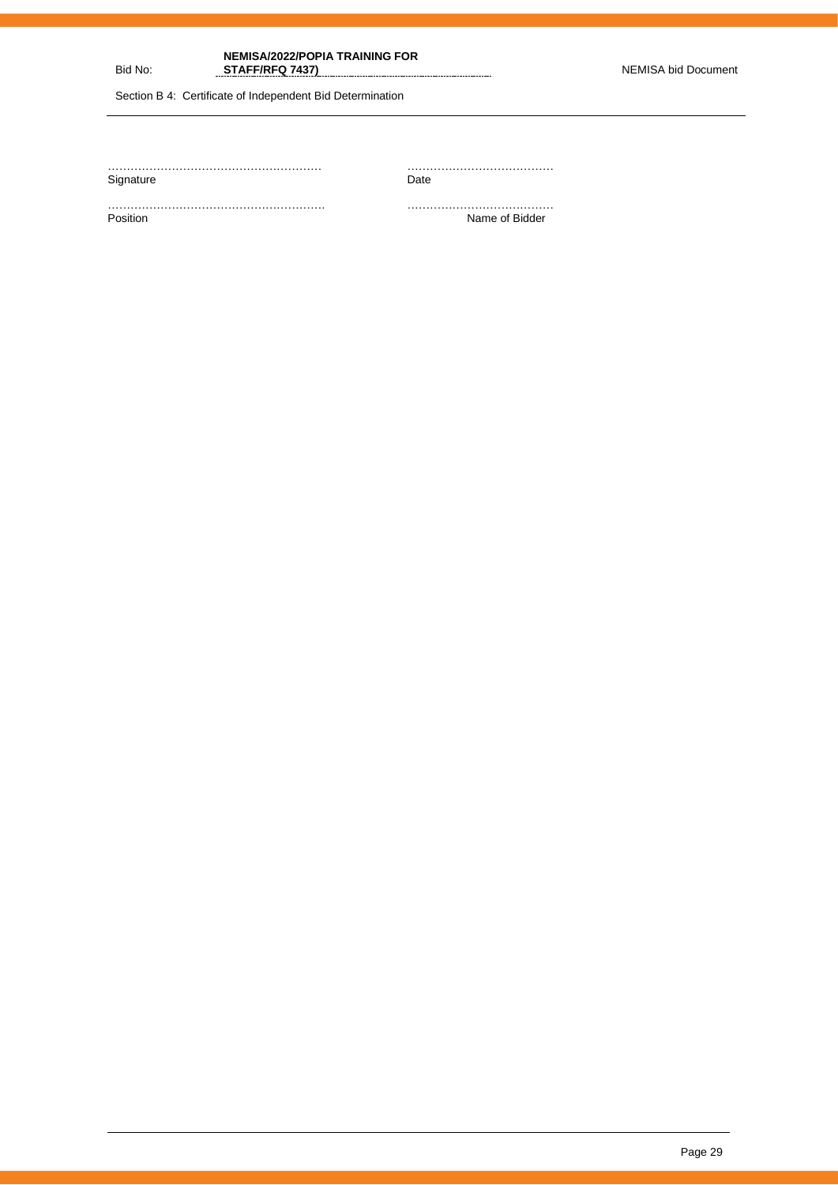……………………………………………… Signature

………………………………… Date

………………………………………………. Position

………………………………… Name of Bidder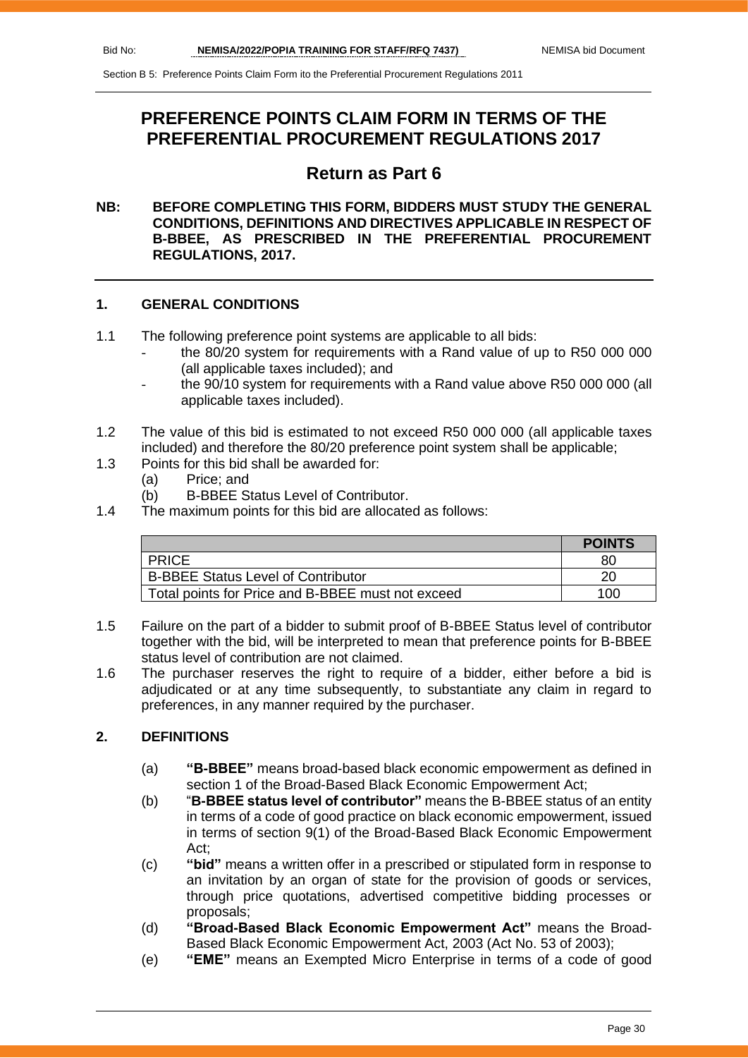# PREFERENCE POINTS CLAIM FORM IN TERMS OF THE PREFERENTIAL PROCUREMENT REGULATIONS 2017

## Return as Part 6

**NB: BEFORE COMPLETING THIS FORM, BIDDERS MUST STUDY THE GENERAL CONDITIONS, DEFINITIONS AND DIRECTIVES APPLICABLE IN RESPECT OF B-BBEE, AS PRESCRIBED IN THE PREFERENTIAL PROCUREMENT REGULATIONS, 2017.**

### 1. GENERAL CONDITIONS

1.1 The following preference point systems are applicable to all bids:
- the 80/20 system for requirements with a Rand value of up to R50 000 000 (all applicable taxes included); and
- the 90/10 system for requirements with a Rand value above R50 000 000 (all applicable taxes included).

1.2 The value of this bid is estimated to not exceed R50 000 000 (all applicable taxes included) and therefore the 80/20 preference point system shall be applicable;

1.3 Points for this bid shall be awarded for:
(a) Price; and
(b) B-BBEE Status Level of Contributor.

1.4 The maximum points for this bid are allocated as follows:

| | POINTS |
|---|---|
| PRICE | 80 |
| B-BBEE Status Level of Contributor | 20 |
| Total points for Price and B-BBEE must not exceed | 100 |

1.5 Failure on the part of a bidder to submit proof of B-BBEE Status level of contributor together with the bid, will be interpreted to mean that preference points for B-BBEE status level of contribution are not claimed.

1.6 The purchaser reserves the right to require of a bidder, either before a bid is adjudicated or at any time subsequently, to substantiate any claim in regard to preferences, in any manner required by the purchaser.

### 2. DEFINITIONS

(a) **"B-BBEE"** means broad-based black economic empowerment as defined in section 1 of the Broad-Based Black Economic Empowerment Act;

(b) "**B-BBEE status level of contributor"** means the B-BBEE status of an entity in terms of a code of good practice on black economic empowerment, issued in terms of section 9(1) of the Broad-Based Black Economic Empowerment Act;

(c) **"bid"** means a written offer in a prescribed or stipulated form in response to an invitation by an organ of state for the provision of goods or services, through price quotations, advertised competitive bidding processes or proposals;

(d) **"Broad-Based Black Economic Empowerment Act"** means the Broad-Based Black Economic Empowerment Act, 2003 (Act No. 53 of 2003);

(e) **"EME"** means an Exempted Micro Enterprise in terms of a code of good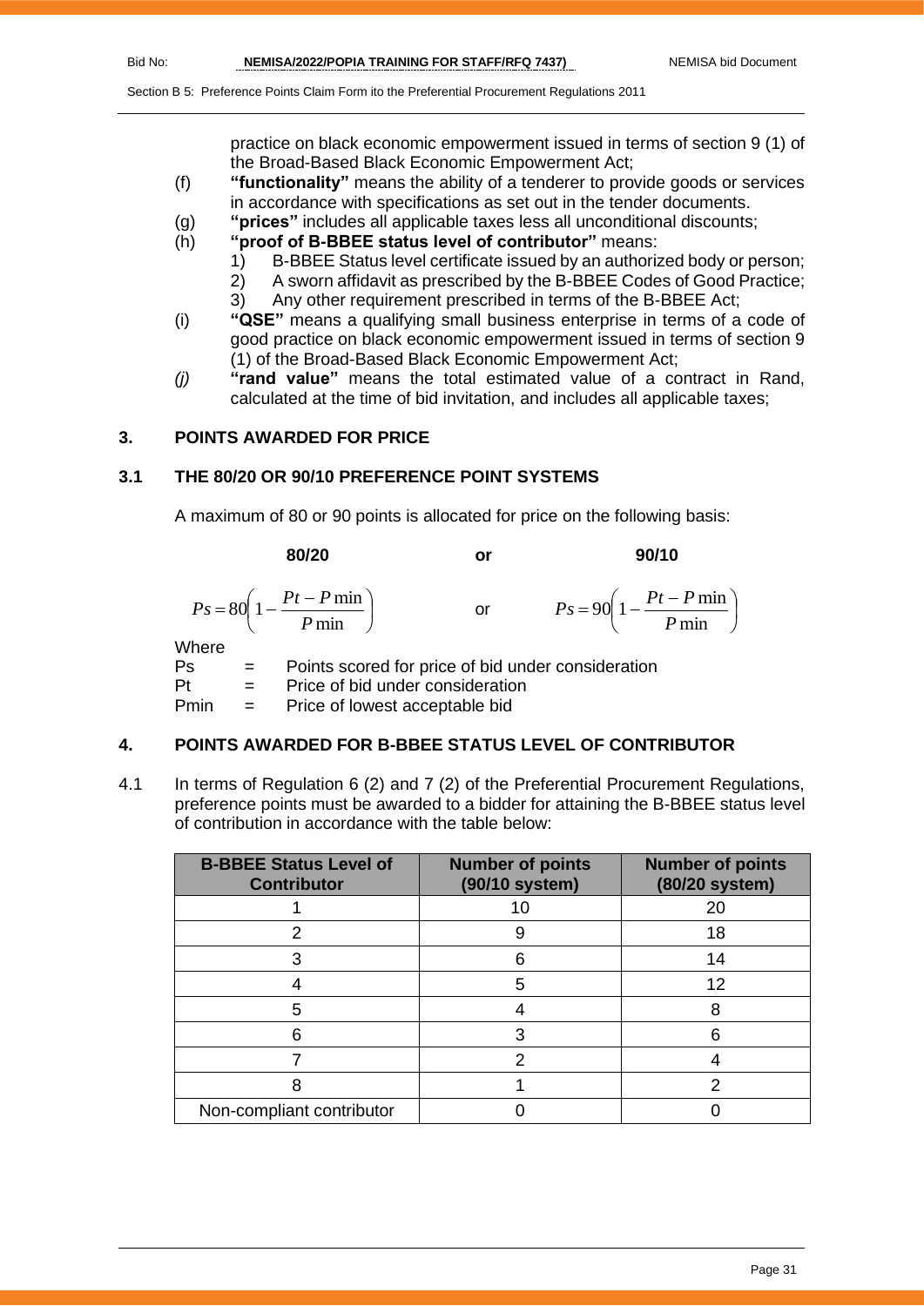practice on black economic empowerment issued in terms of section 9 (1) of the Broad-Based Black Economic Empowerment Act;

(f) **"functionality"** means the ability of a tenderer to provide goods or services in accordance with specifications as set out in the tender documents.

(g) **"prices"** includes all applicable taxes less all unconditional discounts;

(h) **"proof of B-BBEE status level of contributor"** means:
   1) B-BBEE Status level certificate issued by an authorized body or person;
   2) A sworn affidavit as prescribed by the B-BBEE Codes of Good Practice;
   3) Any other requirement prescribed in terms of the B-BBEE Act;

(i) **"QSE"** means a qualifying small business enterprise in terms of a code of good practice on black economic empowerment issued in terms of section 9 (1) of the Broad-Based Black Economic Empowerment Act;

*(j)* **"rand value"** means the total estimated value of a contract in Rand, calculated at the time of bid invitation, and includes all applicable taxes;

## 3. POINTS AWARDED FOR PRICE

### 3.1 THE 80/20 OR 90/10 PREFERENCE POINT SYSTEMS

A maximum of 80 or 90 points is allocated for price on the following basis:

**80/20** or **90/10**

$$Ps = 80\left(1 - \frac{Pt - P\min}{P\min}\right) \quad \text{or} \quad Ps = 90\left(1 - \frac{Pt - P\min}{P\min}\right)$$

Where

Ps = Points scored for price of bid under consideration

Pt = Price of bid under consideration

Pmin = Price of lowest acceptable bid

## 4. POINTS AWARDED FOR B-BBEE STATUS LEVEL OF CONTRIBUTOR

4.1 In terms of Regulation 6 (2) and 7 (2) of the Preferential Procurement Regulations, preference points must be awarded to a bidder for attaining the B-BBEE status level of contribution in accordance with the table below:

| B-BBEE Status Level of Contributor | Number of points (90/10 system) | Number of points (80/20 system) |
|---|---|---|
| 1 | 10 | 20 |
| 2 | 9 | 18 |
| 3 | 6 | 14 |
| 4 | 5 | 12 |
| 5 | 4 | 8 |
| 6 | 3 | 6 |
| 7 | 2 | 4 |
| 8 | 1 | 2 |
| Non-compliant contributor | 0 | 0 |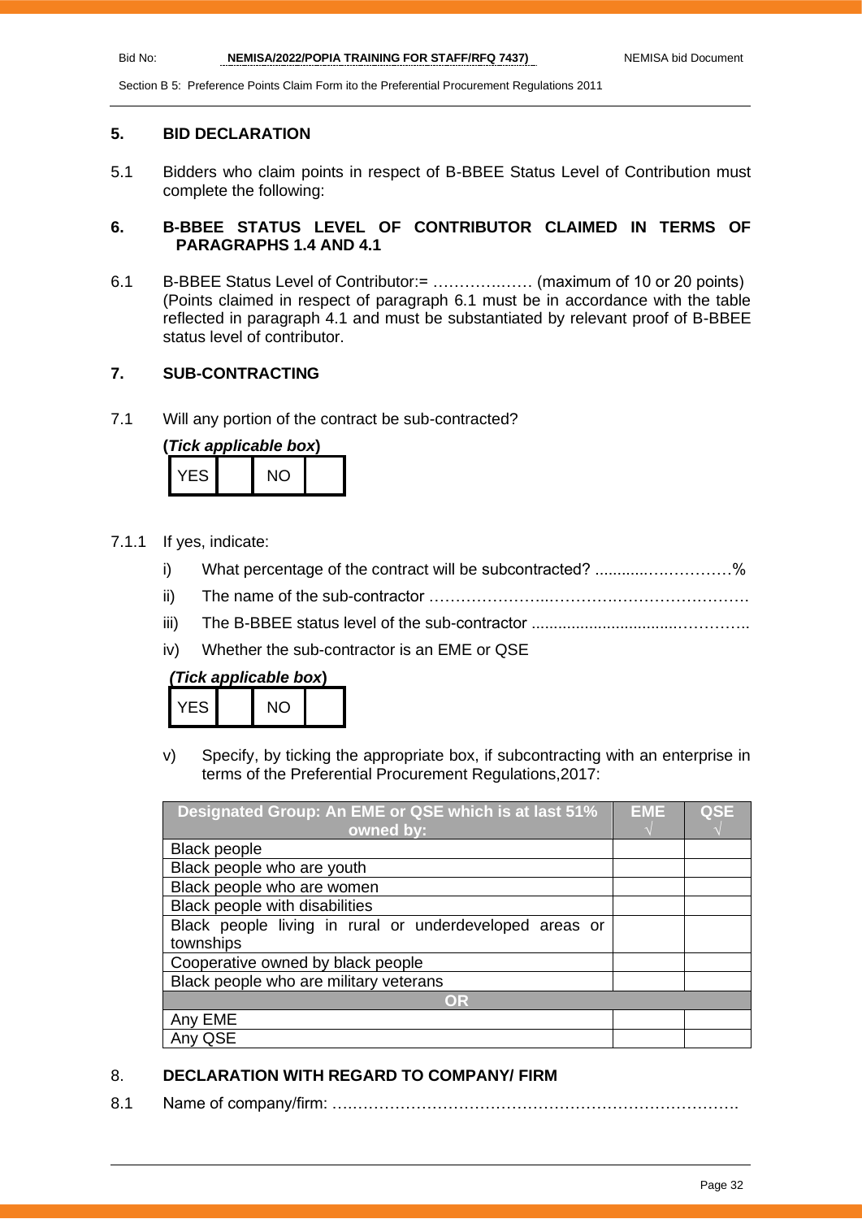## 5. BID DECLARATION

5.1 Bidders who claim points in respect of B-BBEE Status Level of Contribution must complete the following:

## 6. B-BBEE STATUS LEVEL OF CONTRIBUTOR CLAIMED IN TERMS OF PARAGRAPHS 1.4 AND 4.1

6.1 B-BBEE Status Level of Contributor:= ……………..…. (maximum of 10 or 20 points) (Points claimed in respect of paragraph 6.1 must be in accordance with the table reflected in paragraph 4.1 and must be substantiated by relevant proof of B-BBEE status level of contributor.

## 7. SUB-CONTRACTING

7.1 Will any portion of the contract be sub-contracted?

**(*Tick applicable box*)**

| YES | | NO | |
|---|---|---|---|

7.1.1 If yes, indicate:

i) What percentage of the contract will be subcontracted? ............……………%

ii) The name of the sub-contractor …………………..………….………………………

iii) The B-BBEE status level of the sub-contractor ................................…………..

iv) Whether the sub-contractor is an EME or QSE

**(*Tick applicable box*)**

| YES | | NO | |
|---|---|---|---|

v) Specify, by ticking the appropriate box, if subcontracting with an enterprise in terms of the Preferential Procurement Regulations,2017:

| Designated Group: An EME or QSE which is at last 51% owned by: | EME √ | QSE √ |
|---|---|---|
| Black people | | |
| Black people who are youth | | |
| Black people who are women | | |
| Black people with disabilities | | |
| Black people living in rural or underdeveloped areas or townships | | |
| Cooperative owned by black people | | |
| Black people who are military veterans | | |
| **OR** | | |
| Any EME | | |
| Any QSE | | |

## 8. DECLARATION WITH REGARD TO COMPANY/ FIRM

8.1 Name of company/firm: ….……………………………………………………………….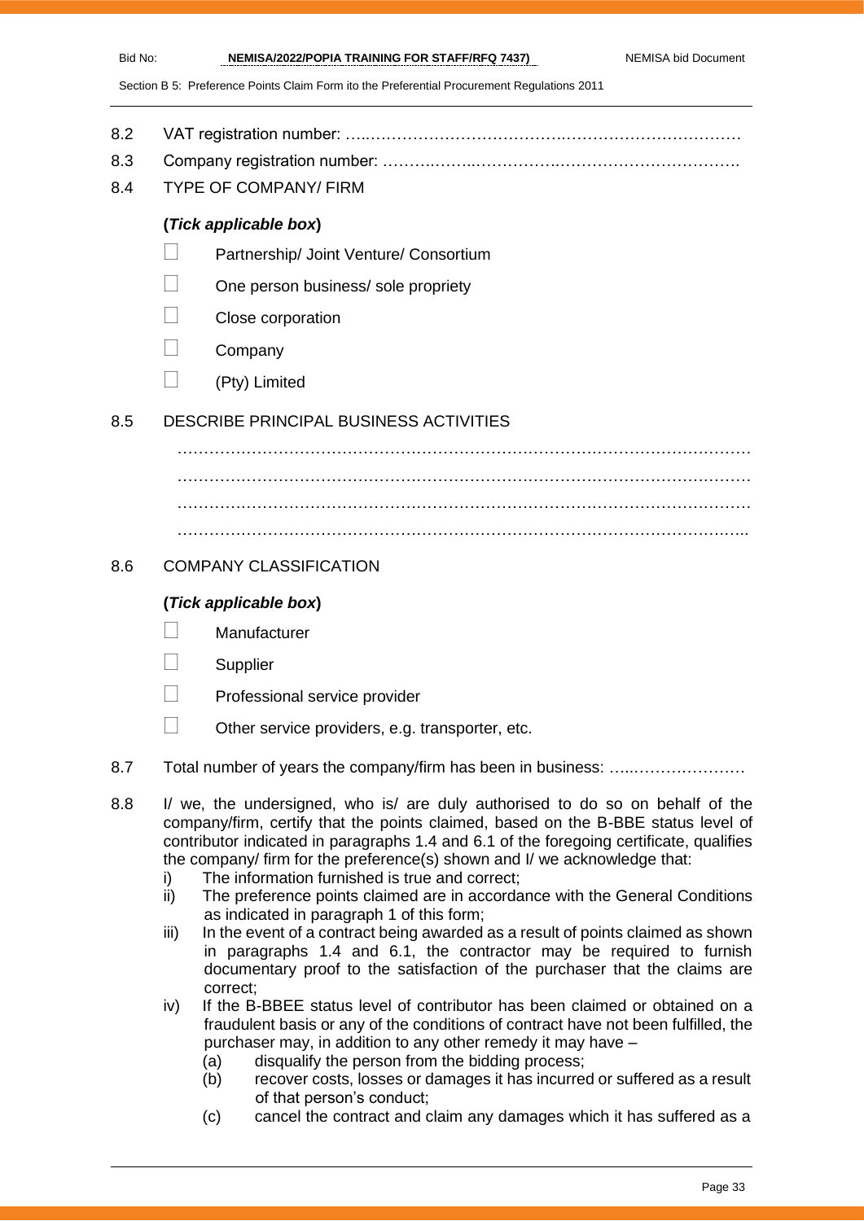8.2 VAT registration number: …..………………………………….……………………………

8.3 Company registration number: ……….……..…………….…………………………….

8.4 TYPE OF COMPANY/ FIRM

**(*Tick applicable box*)**

- ☐ Partnership/ Joint Venture/ Consortium
- ☐ One person business/ sole propriety
- ☐ Close corporation
- ☐ Company
- ☐ (Pty) Limited

8.5 DESCRIBE PRINCIPAL BUSINESS ACTIVITIES

…………………………………………………………………………………………………
…………………………………………………………………………………………………
…………………………………………………………………………………………………
………………………………………………………………………………………………..

8.6 COMPANY CLASSIFICATION

**(*Tick applicable box*)**

- ☐ Manufacturer
- ☐ Supplier
- ☐ Professional service provider
- ☐ Other service providers, e.g. transporter, etc.

8.7 Total number of years the company/firm has been in business: …..…………………

8.8 I/ we, the undersigned, who is/ are duly authorised to do so on behalf of the company/firm, certify that the points claimed, based on the B-BBE status level of contributor indicated in paragraphs 1.4 and 6.1 of the foregoing certificate, qualifies the company/ firm for the preference(s) shown and I/ we acknowledge that:

i) The information furnished is true and correct;

ii) The preference points claimed are in accordance with the General Conditions as indicated in paragraph 1 of this form;

iii) In the event of a contract being awarded as a result of points claimed as shown in paragraphs 1.4 and 6.1, the contractor may be required to furnish documentary proof to the satisfaction of the purchaser that the claims are correct;

iv) If the B-BBEE status level of contributor has been claimed or obtained on a fraudulent basis or any of the conditions of contract have not been fulfilled, the purchaser may, in addition to any other remedy it may have –

(a) disqualify the person from the bidding process;

(b) recover costs, losses or damages it has incurred or suffered as a result of that person's conduct;

(c) cancel the contract and claim any damages which it has suffered as a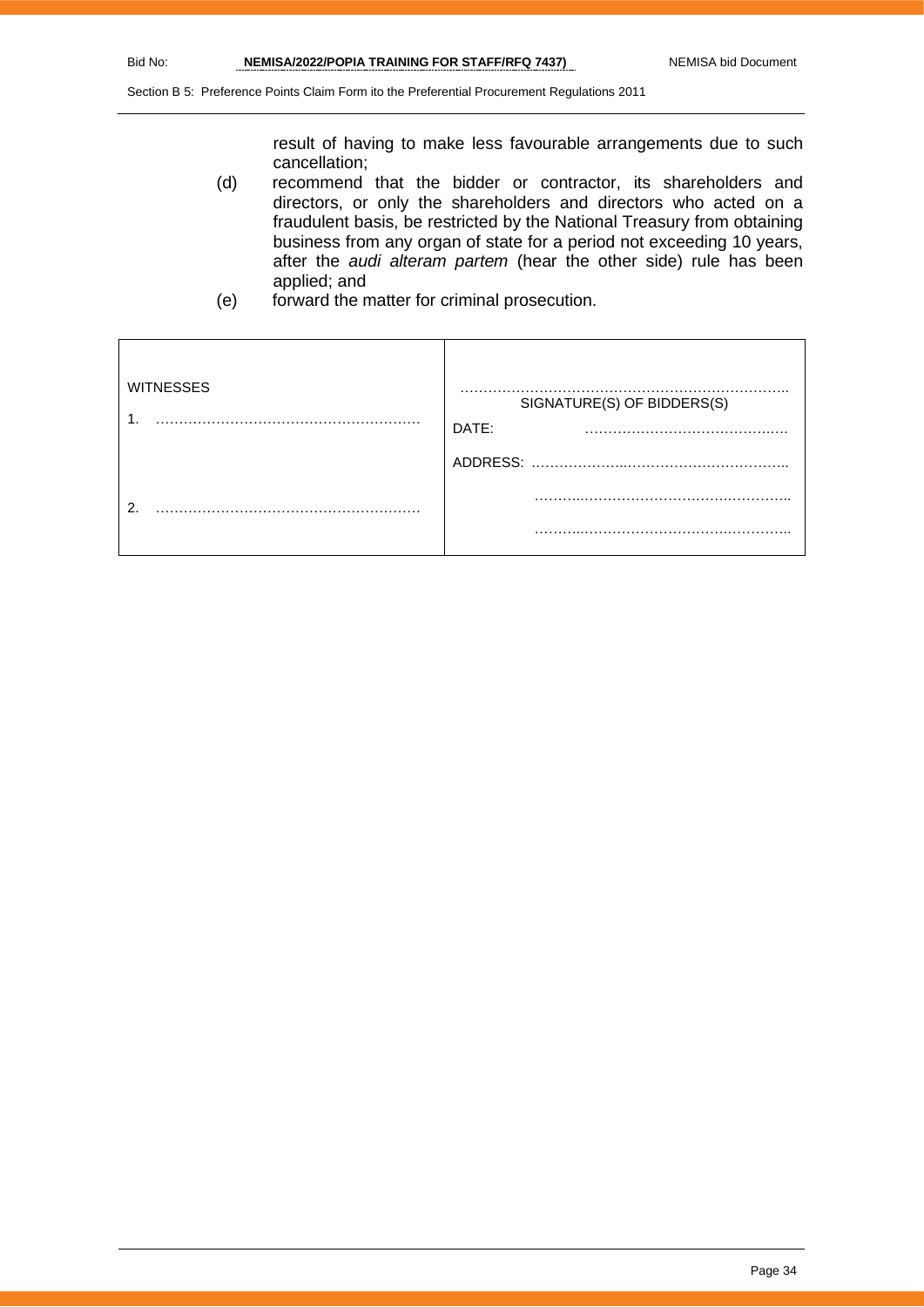result of having to make less favourable arrangements due to such cancellation;

(d) recommend that the bidder or contractor, its shareholders and directors, or only the shareholders and directors who acted on a fraudulent basis, be restricted by the National Treasury from obtaining business from any organ of state for a period not exceeding 10 years, after the *audi alteram partem* (hear the other side) rule has been applied; and

(e) forward the matter for criminal prosecution.

| | |
|---|---|
| WITNESSES<br><br>1. ……………………………………………… | ……………………………………………………………<br>SIGNATURE(S) OF BIDDERS(S)<br><br>DATE: …………………………………… |
| 2. ……………………………………………… | ADDRESS: ……………………………………………<br><br>……………………………………………<br><br>…………………………………………… |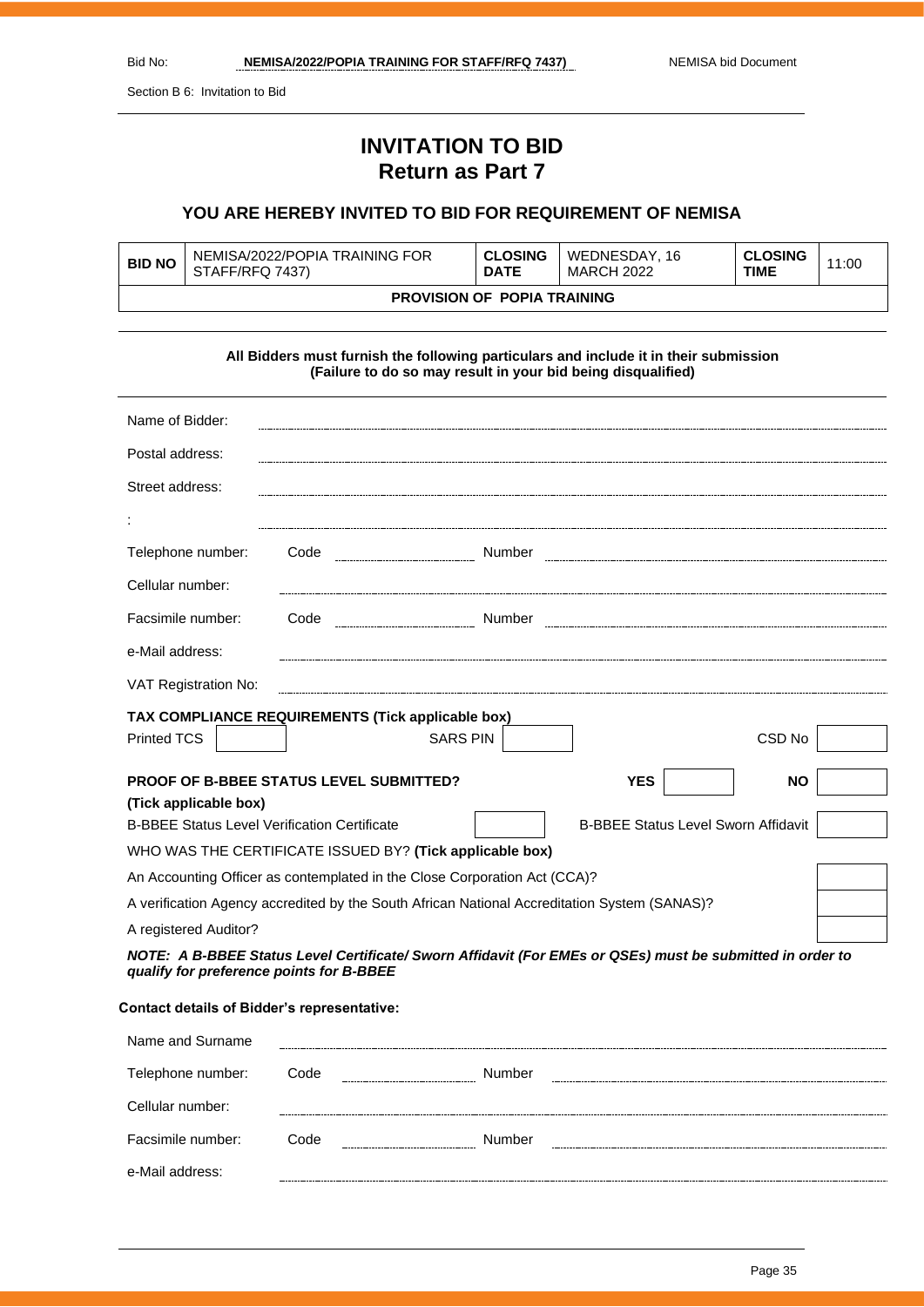Section B 6: Invitation to Bid

# INVITATION TO BID
## Return as Part 7

### YOU ARE HEREBY INVITED TO BID FOR REQUIREMENT OF NEMISA

| **BID NO** | NEMISA/2022/POPIA TRAINING FOR STAFF/RFQ 7437) | **CLOSING DATE** | WEDNESDAY, 16 MARCH 2022 | **CLOSING TIME** | 11:00 |
|---|---|---|---|---|---|
| **PROVISION OF POPIA TRAINING** | | | | | |

**All Bidders must furnish the following particulars and include it in their submission**
**(Failure to do so may result in your bid being disqualified)**

Name of Bidder: ______________________________

Postal address: ______________________________

Street address: ______________________________

: ______________________________

Telephone number: Code __________ Number ______________________________

Cellular number: ______________________________

Facsimile number: Code __________ Number ______________________________

e-Mail address: ______________________________

VAT Registration No: ______________________________

**TAX COMPLIANCE REQUIREMENTS (Tick applicable box)**

| Printed TCS | ☐ | SARS PIN | ☐ | CSD No | ☐ |
|---|---|---|---|---|---|

**PROOF OF B-BBEE STATUS LEVEL SUBMITTED?** **YES** ☐ **NO** ☐

**(Tick applicable box)**

| B-BBEE Status Level Verification Certificate | ☐ | B-BBEE Status Level Sworn Affidavit | ☐ |
|---|---|---|---|

WHO WAS THE CERTIFICATE ISSUED BY? **(Tick applicable box)**

| | |
|---|---|
| An Accounting Officer as contemplated in the Close Corporation Act (CCA)? | ☐ |
| A verification Agency accredited by the South African National Accreditation System (SANAS)? | ☐ |
| A registered Auditor? | ☐ |

***NOTE: A B-BBEE Status Level Certificate/ Sworn Affidavit (For EMEs or QSEs) must be submitted in order to qualify for preference points for B-BBEE***

**Contact details of Bidder's representative:**

Name and Surname ______________________________

Telephone number: Code __________ Number ______________________________

Cellular number: ______________________________

Facsimile number: Code __________ Number ______________________________

e-Mail address: ______________________________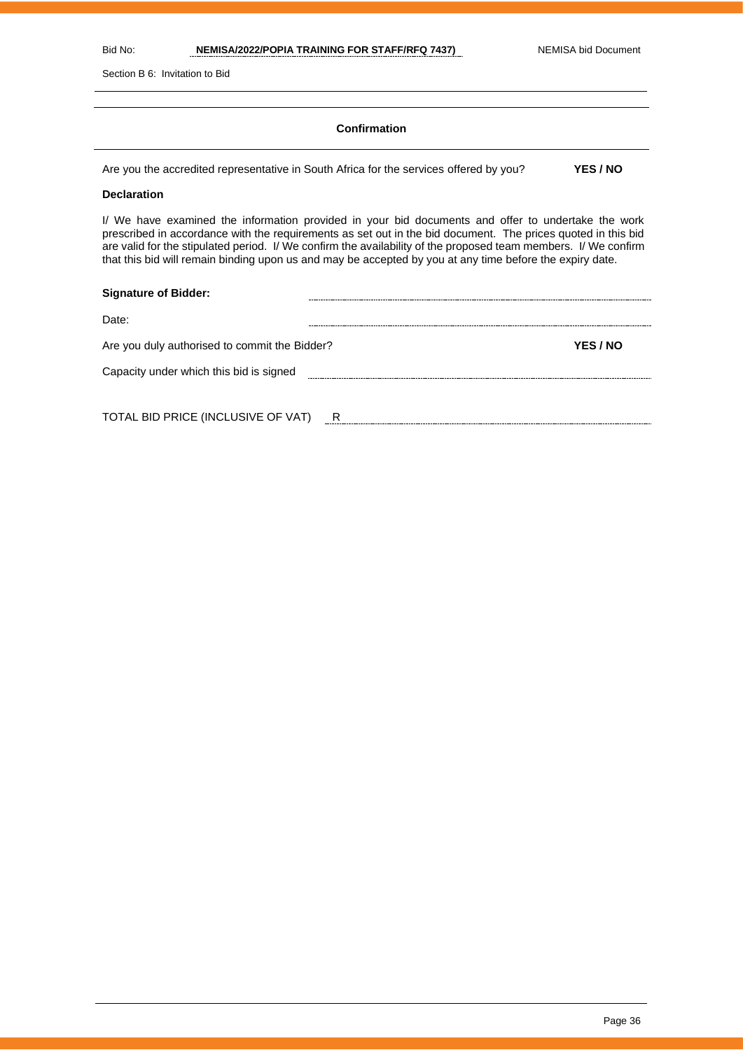### Confirmation

Are you the accredited representative in South Africa for the services offered by you? **YES / NO**

**Declaration**

I/ We have examined the information provided in your bid documents and offer to undertake the work prescribed in accordance with the requirements as set out in the bid document. The prices quoted in this bid are valid for the stipulated period. I/ We confirm the availability of the proposed team members. I/ We confirm that this bid will remain binding upon us and may be accepted by you at any time before the expiry date.

**Signature of Bidder:** ..............................................................

Date: ..............................................................

Are you duly authorised to commit the Bidder? **YES / NO**

Capacity under which this bid is signed ..............................................................

TOTAL BID PRICE (INCLUSIVE OF VAT) R ..............................................................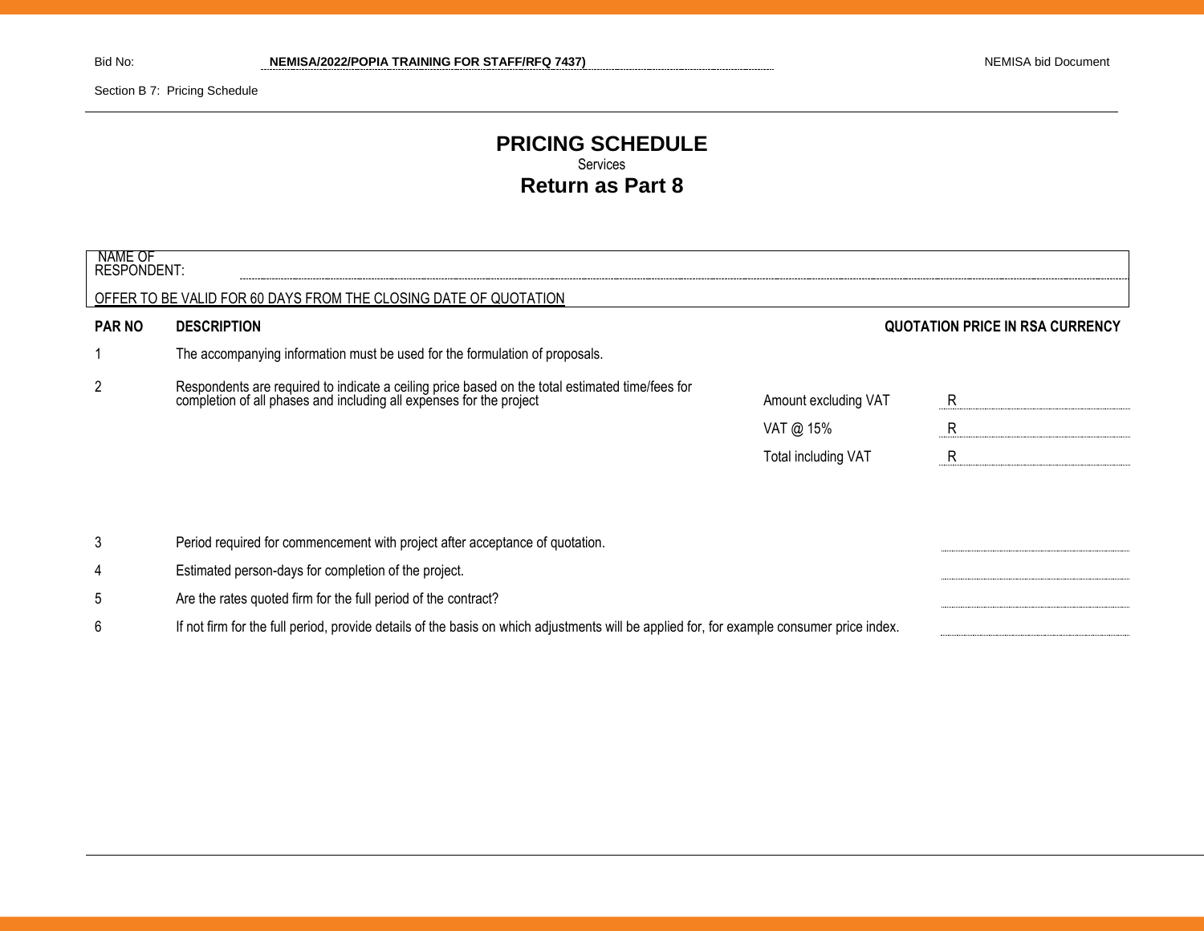Bid No: **NEMISA/2022/POPIA TRAINING FOR STAFF/RFQ 7437)**

Section B 7: Pricing Schedule

# PRICING SCHEDULE

Services

## Return as Part 8

NAME OF RESPONDENT: ........................................................................

OFFER TO BE VALID FOR 60 DAYS FROM THE CLOSING DATE OF QUOTATION

| PAR NO | DESCRIPTION | | QUOTATION PRICE IN RSA CURRENCY |
|---|---|---|---|
| 1 | The accompanying information must be used for the formulation of proposals. | | |
| 2 | Respondents are required to indicate a ceiling price based on the total estimated time/fees for completion of all phases and including all expenses for the project | Amount excluding VAT | R |
| | | VAT @ 15% | R |
| | | Total including VAT | R |
| 3 | Period required for commencement with project after acceptance of quotation. | | |
| 4 | Estimated person-days for completion of the project. | | |
| 5 | Are the rates quoted firm for the full period of the contract? | | |
| 6 | If not firm for the full period, provide details of the basis on which adjustments will be applied for, for example consumer price index. | | |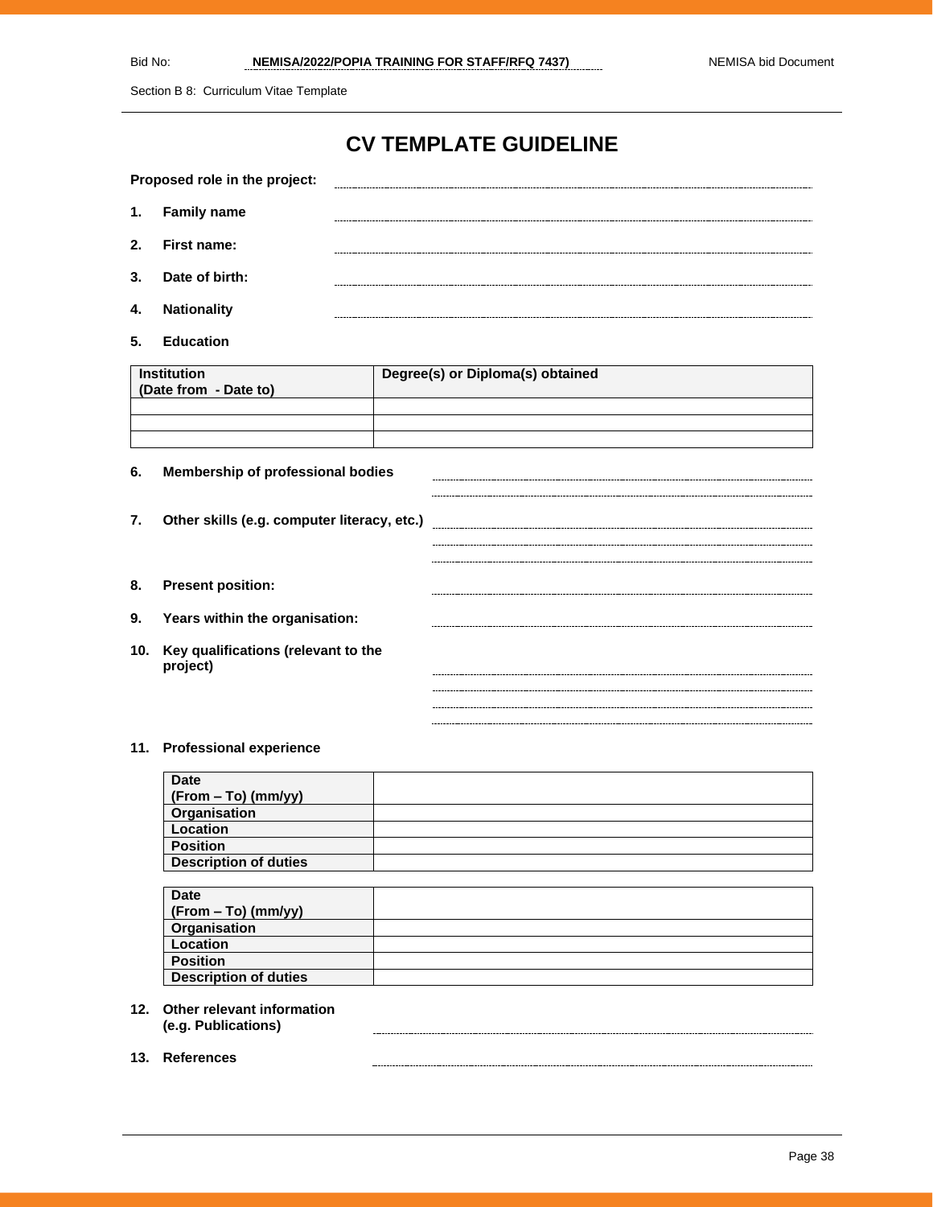# CV TEMPLATE GUIDELINE

**Proposed role in the project:** ..............................................................................

1. **Family name** ..............................................................................
2. **First name:** ..............................................................................
3. **Date of birth:** ..............................................................................
4. **Nationality** ..............................................................................
5. **Education**

| Institution (Date from - Date to) | Degree(s) or Diploma(s) obtained |
|---|---|
| | |
| | |
| | |

6. **Membership of professional bodies** ..............................................................................
7. **Other skills (e.g. computer literacy, etc.)** ..............................................................................
8. **Present position:** ..............................................................................
9. **Years within the organisation:** ..............................................................................
10. **Key qualifications (relevant to the project)** ..............................................................................
11. **Professional experience**

| | |
|---|---|
| **Date (From – To) (mm/yy)** | |
| **Organisation** | |
| **Location** | |
| **Position** | |
| **Description of duties** | |

| | |
|---|---|
| **Date (From – To) (mm/yy)** | |
| **Organisation** | |
| **Location** | |
| **Position** | |
| **Description of duties** | |

12. **Other relevant information (e.g. Publications)** ..............................................................................
13. **References** ..............................................................................